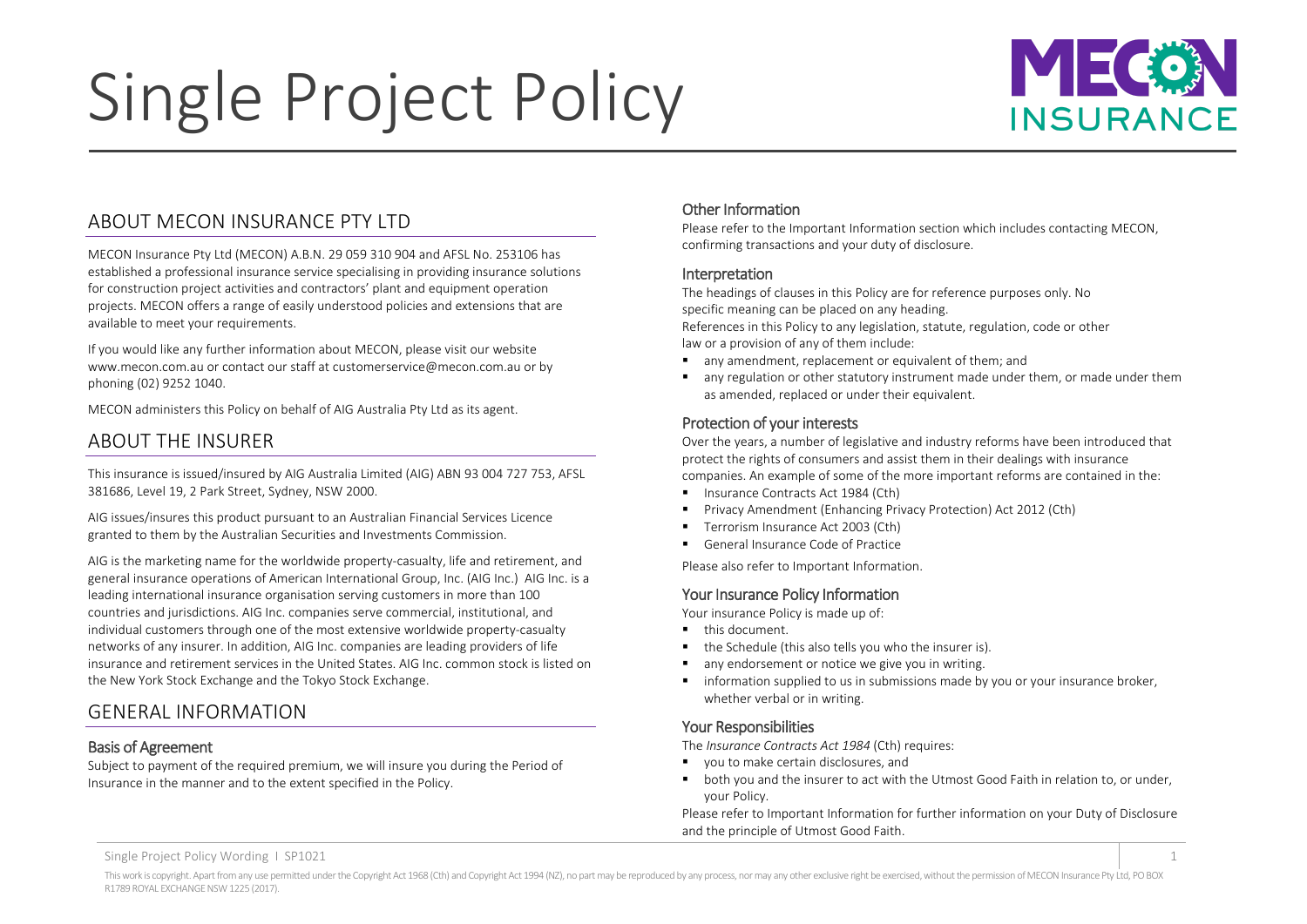# Single Project Policy

## ABOUT MECON INSURANCE PTY LTD

MECON Insurance Pty Ltd (MECON) A.B.N. 29 059 310 904 and AFSL No. 253106 has established a professional insurance service specialising in providing insurance solutions for construction project activities and contractors' plant and equipment operation projects. MECON offers a range of easily understood policies and extensions that are available to meet your requirements.

If you would like any further information about MECON, please visit our website www.mecon.com.au or contact our staff at customerservice@mecon.com.au or by phoning (02) 9252 1040.

MECON administers this Policy on behalf of AIG Australia Pty Ltd as its agent.

## ABOUT THE INSURER

This insurance is issued/insured by AIG Australia Limited (AIG) ABN 93 004 727 753, AFSL 381686, Level 19, 2 Park Street, Sydney, NSW 2000.

AIG issues/insures this product pursuant to an Australian Financial Services Licence granted to them by the Australian Securities and Investments Commission.

AIG is the marketing name for the worldwide property-casualty, life and retirement, and general insurance operations of American International Group, Inc. (AIG Inc.) AIG Inc. is a leading international insurance organisation serving customers in more than 100 countries and jurisdictions. AIG Inc. companies serve commercial, institutional, and individual customers through one of the most extensive worldwide property-casualty networks of any insurer. In addition, AIG Inc. companies are leading providers of life insurance and retirement services in the United States. AIG Inc. common stock is listed on the New York Stock Exchange and the Tokyo Stock Exchange.

## GENERAL INFORMATION

### Basis of Agreement

Subject to payment of the required premium, we will insure you during the Period of Insurance in the manner and to the extent specified in the Policy.

### Other Information

Please refer to the Important Information section which includes contacting MECON, confirming transactions and your duty of disclosure.

### Interpretation

The headings of clauses in this Policy are for reference purposes only. No specific meaning can be placed on any heading.

References in this Policy to any legislation, statute, regulation, code or other law or a provision of any of them include:

- any amendment, replacement or equivalent of them; and
- any regulation or other statutory instrument made under them, or made under them as amended, replaced or under their equivalent.

### Protection of your interests

Over the years, a number of legislative and industry reforms have been introduced that protect the rights of consumers and assist them in their dealings with insurance companies. An example of some of the more important reforms are contained in the:

- Insurance Contracts Act 1984 (Cth)
- Privacy Amendment (Enhancing Privacy Protection) Act 2012 (Cth)
- Terrorism Insurance Act 2003 (Cth)
- General Insurance Code of Practice

Please also refer to Important Information.

### Your Insurance Policy Information

Your insurance Policy is made up of:

- this document.
- the Schedule (this also tells you who the insurer is).
- any endorsement or notice we give you in writing.
- information supplied to us in submissions made by you or your insurance broker, whether verbal or in writing.

### Your Responsibilities

The *Insurance Contracts Act 1984* (Cth) requires:

- you to make certain disclosures, and
- both you and the insurer to act with the Utmost Good Faith in relation to, or under, your Policy.

Please refer to Important Information for further information on your Duty of Disclosure and the principle of Utmost Good Faith.

This work is copyright. Apart from any use permitted under the Copyright Act 1968 (Cth) and Copyright Act 1994 (NZ), no part may be reproduced by any process, nor may any other exclusive right be exercised, without the permission of MECON Insurance Pty Ltd, PO BOX R1789 ROYAL EXCHANGE NSW 1225 (2017).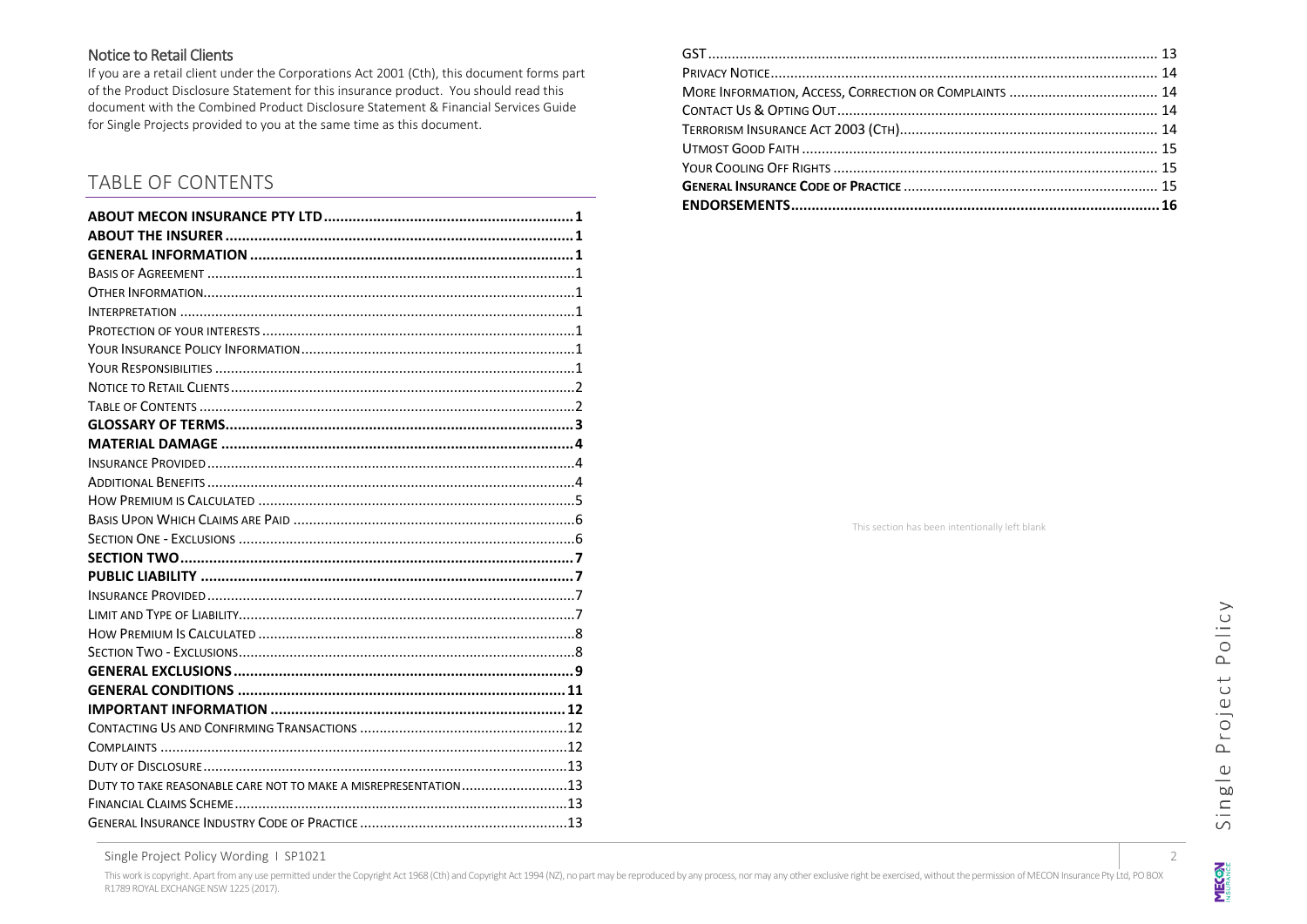## Notice to Retail Clients

If you are a retail client under the Corporations Act 2001 (Cth), this document forms part of the Product Disclosure Statement for this insurance product. You should read this document with the Combined Product Disclosure Statement & Financial Services Guide for Single Projects provided to you at the same time as this document.

## TABLE OF CONTENTS

| | |
|---|---|
| **ABOUT MECON INSURANCE PTY LTD** | **1** |
| **ABOUT THE INSURER** | **1** |
| **GENERAL INFORMATION** | **1** |
| Basis of Agreement | 1 |
| Other Information | 1 |
| Interpretation | 1 |
| Protection of your interests | 1 |
| Your Insurance Policy Information | 1 |
| Your Responsibilities | 1 |
| Notice to Retail Clients | 2 |
| Table of Contents | 2 |
| **GLOSSARY OF TERMS** | **3** |
| **MATERIAL DAMAGE** | **4** |
| Insurance Provided | 4 |
| Additional Benefits | 4 |
| How Premium is Calculated | 5 |
| Basis Upon Which Claims are Paid | 6 |
| Section One - Exclusions | 6 |
| **SECTION TWO** | **7** |
| **PUBLIC LIABILITY** | **7** |
| Insurance Provided | 7 |
| Limit and Type of Liability | 7 |
| How Premium Is Calculated | 8 |
| Section Two - Exclusions | 8 |
| **GENERAL EXCLUSIONS** | **9** |
| **GENERAL CONDITIONS** | **11** |
| **IMPORTANT INFORMATION** | **12** |
| Contacting Us and Confirming Transactions | 12 |
| Complaints | 12 |
| Duty of Disclosure | 13 |
| Duty to take reasonable care not to make a misrepresentation | 13 |
| Financial Claims Scheme | 13 |
| General Insurance Industry Code of Practice | 13 |
| GST | 13 |
| Privacy Notice | 14 |
| More Information, Access, Correction or Complaints | 14 |
| Contact Us & Opting Out | 14 |
| Terrorism Insurance Act 2003 (Cth) | 14 |
| Utmost Good Faith | 15 |
| Your Cooling Off Rights | 15 |
| **General Insurance Code of Practice** | **15** |
| **ENDORSEMENTS** | **16** |

This section has been intentionally left blank

This work is copyright. Apart from any use permitted under the Copyright Act 1968 (Cth) and Copyright Act 1994 (NZ), no part may be reproduced by any process, nor may any other exclusive right be exercised, without the permission of MECON Insurance Pty Ltd, PO BOX R1789 ROYAL EXCHANGE NSW 1225 (2017).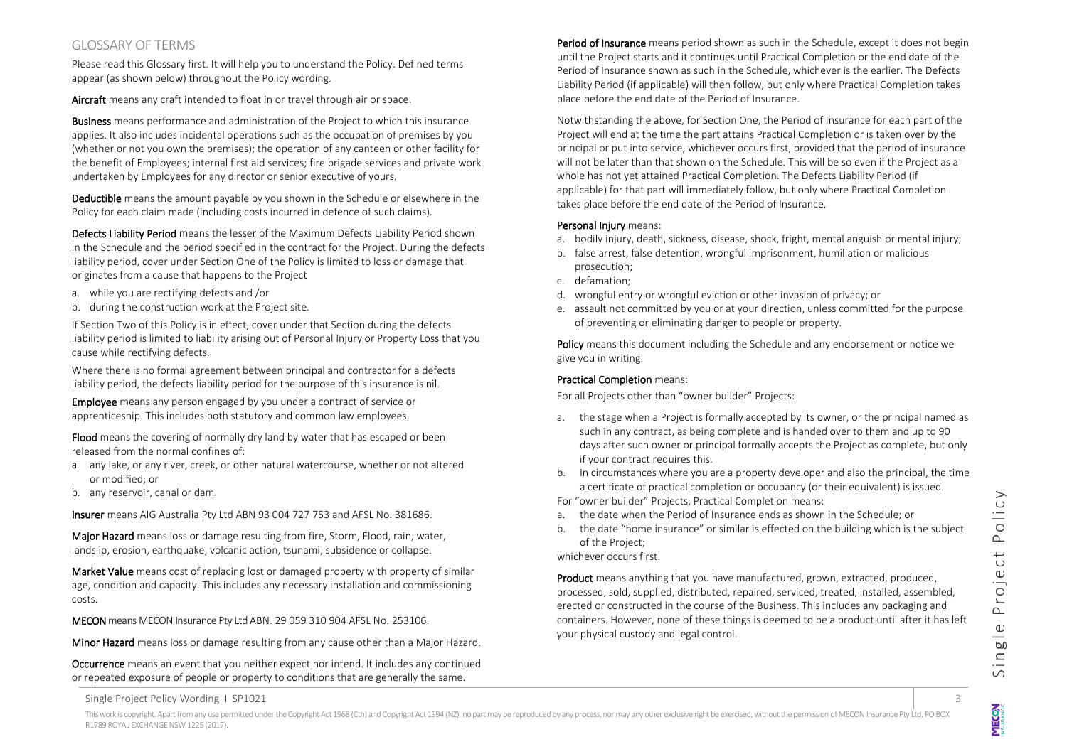## GLOSSARY OF TERMS

Please read this Glossary first. It will help you to understand the Policy. Defined terms appear (as shown below) throughout the Policy wording.

**Aircraft** means any craft intended to float in or travel through air or space.

**Business** means performance and administration of the Project to which this insurance applies. It also includes incidental operations such as the occupation of premises by you (whether or not you own the premises); the operation of any canteen or other facility for the benefit of Employees; internal first aid services; fire brigade services and private work undertaken by Employees for any director or senior executive of yours.

**Deductible** means the amount payable by you shown in the Schedule or elsewhere in the Policy for each claim made (including costs incurred in defence of such claims).

**Defects Liability Period** means the lesser of the Maximum Defects Liability Period shown in the Schedule and the period specified in the contract for the Project. During the defects liability period, cover under Section One of the Policy is limited to loss or damage that originates from a cause that happens to the Project

a. while you are rectifying defects and /or
b. during the construction work at the Project site.

If Section Two of this Policy is in effect, cover under that Section during the defects liability period is limited to liability arising out of Personal Injury or Property Loss that you cause while rectifying defects.

Where there is no formal agreement between principal and contractor for a defects liability period, the defects liability period for the purpose of this insurance is nil.

**Employee** means any person engaged by you under a contract of service or apprenticeship. This includes both statutory and common law employees.

**Flood** means the covering of normally dry land by water that has escaped or been released from the normal confines of:

a. any lake, or any river, creek, or other natural watercourse, whether or not altered or modified; or
b. any reservoir, canal or dam.

**Insurer** means AIG Australia Pty Ltd ABN 93 004 727 753 and AFSL No. 381686.

**Major Hazard** means loss or damage resulting from fire, Storm, Flood, rain, water, landslip, erosion, earthquake, volcanic action, tsunami, subsidence or collapse.

**Market Value** means cost of replacing lost or damaged property with property of similar age, condition and capacity. This includes any necessary installation and commissioning costs.

**MECON** means MECON Insurance Pty Ltd ABN. 29 059 310 904 AFSL No. 253106.

**Minor Hazard** means loss or damage resulting from any cause other than a Major Hazard.

**Occurrence** means an event that you neither expect nor intend. It includes any continued or repeated exposure of people or property to conditions that are generally the same.

**Period of Insurance** means period shown as such in the Schedule, except it does not begin until the Project starts and it continues until Practical Completion or the end date of the Period of Insurance shown as such in the Schedule, whichever is the earlier. The Defects Liability Period (if applicable) will then follow, but only where Practical Completion takes place before the end date of the Period of Insurance.

Notwithstanding the above, for Section One, the Period of Insurance for each part of the Project will end at the time the part attains Practical Completion or is taken over by the principal or put into service, whichever occurs first, provided that the period of insurance will not be later than that shown on the Schedule. This will be so even if the Project as a whole has not yet attained Practical Completion. The Defects Liability Period (if applicable) for that part will immediately follow, but only where Practical Completion takes place before the end date of the Period of Insurance.

**Personal Injury** means:

a. bodily injury, death, sickness, disease, shock, fright, mental anguish or mental injury;
b. false arrest, false detention, wrongful imprisonment, humiliation or malicious prosecution;
c. defamation;
d. wrongful entry or wrongful eviction or other invasion of privacy; or
e. assault not committed by you or at your direction, unless committed for the purpose of preventing or eliminating danger to people or property.

**Policy** means this document including the Schedule and any endorsement or notice we give you in writing.

**Practical Completion** means:

For all Projects other than "owner builder" Projects:

a. the stage when a Project is formally accepted by its owner, or the principal named as such in any contract, as being complete and is handed over to them and up to 90 days after such owner or principal formally accepts the Project as complete, but only if your contract requires this.
b. In circumstances where you are a property developer and also the principal, the time a certificate of practical completion or occupancy (or their equivalent) is issued.

For "owner builder" Projects, Practical Completion means:

a. the date when the Period of Insurance ends as shown in the Schedule; or
b. the date "home insurance" or similar is effected on the building which is the subject of the Project;

whichever occurs first.

**Product** means anything that you have manufactured, grown, extracted, produced, processed, sold, supplied, distributed, repaired, serviced, treated, installed, assembled, erected or constructed in the course of the Business. This includes any packaging and containers. However, none of these things is deemed to be a product until after it has left your physical custody and legal control.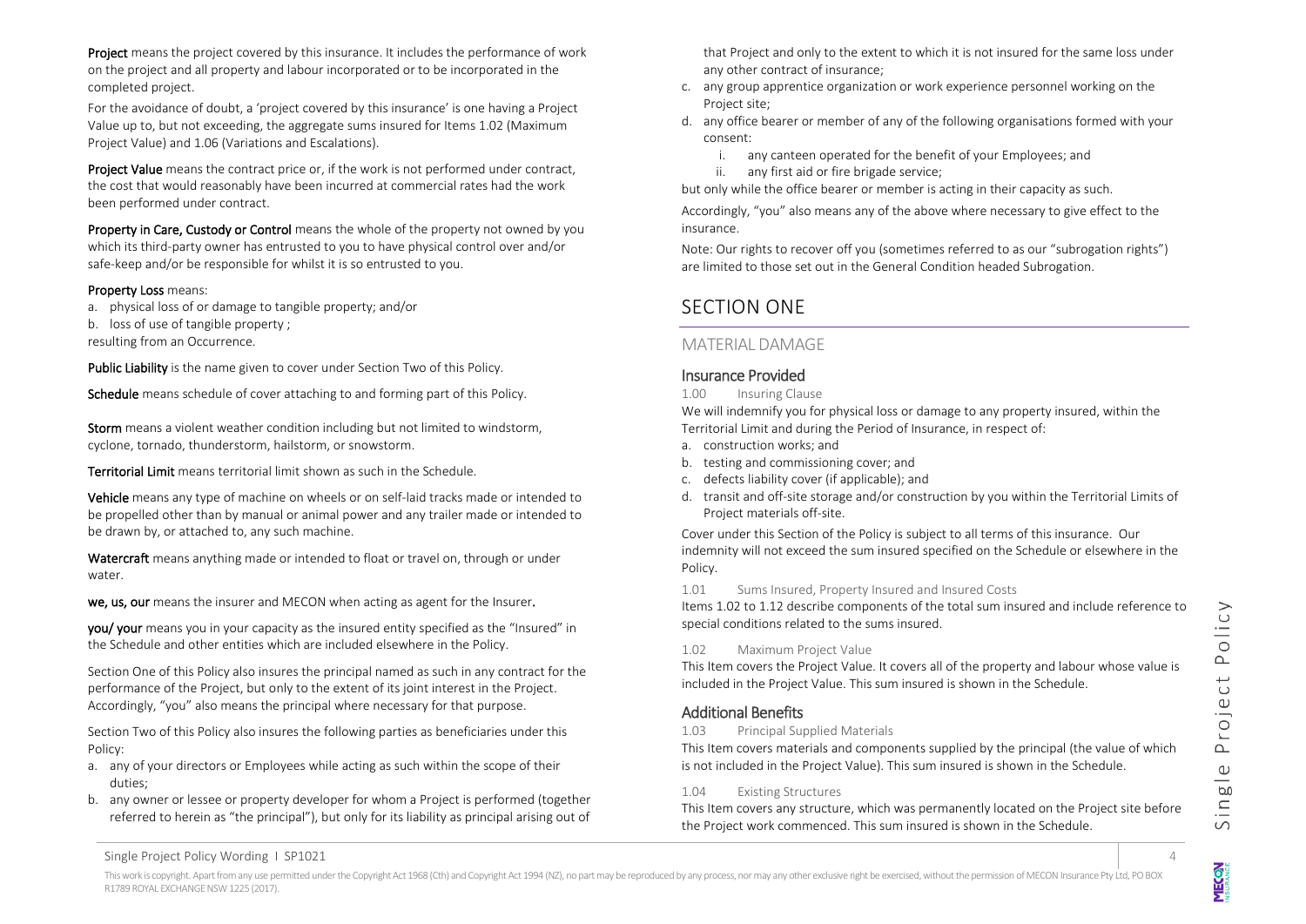**Project** means the project covered by this insurance. It includes the performance of work on the project and all property and labour incorporated or to be incorporated in the completed project.

For the avoidance of doubt, a 'project covered by this insurance' is one having a Project Value up to, but not exceeding, the aggregate sums insured for Items 1.02 (Maximum Project Value) and 1.06 (Variations and Escalations).

**Project Value** means the contract price or, if the work is not performed under contract, the cost that would reasonably have been incurred at commercial rates had the work been performed under contract.

**Property in Care, Custody or Control** means the whole of the property not owned by you which its third-party owner has entrusted to you to have physical control over and/or safe-keep and/or be responsible for whilst it is so entrusted to you.

**Property Loss** means:

a. physical loss of or damage to tangible property; and/or
b. loss of use of tangible property ;

resulting from an Occurrence.

**Public Liability** is the name given to cover under Section Two of this Policy.

**Schedule** means schedule of cover attaching to and forming part of this Policy.

**Storm** means a violent weather condition including but not limited to windstorm, cyclone, tornado, thunderstorm, hailstorm, or snowstorm.

**Territorial Limit** means territorial limit shown as such in the Schedule.

**Vehicle** means any type of machine on wheels or on self-laid tracks made or intended to be propelled other than by manual or animal power and any trailer made or intended to be drawn by, or attached to, any such machine.

**Watercraft** means anything made or intended to float or travel on, through or under water.

**we, us, our** means the insurer and MECON when acting as agent for the Insurer.

**you/ your** means you in your capacity as the insured entity specified as the "Insured" in the Schedule and other entities which are included elsewhere in the Policy.

Section One of this Policy also insures the principal named as such in any contract for the performance of the Project, but only to the extent of its joint interest in the Project. Accordingly, "you" also means the principal where necessary for that purpose.

Section Two of this Policy also insures the following parties as beneficiaries under this Policy:

a. any of your directors or Employees while acting as such within the scope of their duties;
b. any owner or lessee or property developer for whom a Project is performed (together referred to herein as "the principal"), but only for its liability as principal arising out of that Project and only to the extent to which it is not insured for the same loss under any other contract of insurance;
c. any group apprentice organization or work experience personnel working on the Project site;
d. any office bearer or member of any of the following organisations formed with your consent:
    i. any canteen operated for the benefit of your Employees; and
    ii. any first aid or fire brigade service;

but only while the office bearer or member is acting in their capacity as such.

Accordingly, "you" also means any of the above where necessary to give effect to the insurance.

Note: Our rights to recover off you (sometimes referred to as our "subrogation rights") are limited to those set out in the General Condition headed Subrogation.

# SECTION ONE

## MATERIAL DAMAGE

### Insurance Provided

1.00 Insuring Clause

We will indemnify you for physical loss or damage to any property insured, within the Territorial Limit and during the Period of Insurance, in respect of:

a. construction works; and
b. testing and commissioning cover; and
c. defects liability cover (if applicable); and
d. transit and off-site storage and/or construction by you within the Territorial Limits of Project materials off-site.

Cover under this Section of the Policy is subject to all terms of this insurance. Our indemnity will not exceed the sum insured specified on the Schedule or elsewhere in the Policy.

1.01 Sums Insured, Property Insured and Insured Costs

Items 1.02 to 1.12 describe components of the total sum insured and include reference to special conditions related to the sums insured.

1.02 Maximum Project Value

This Item covers the Project Value. It covers all of the property and labour whose value is included in the Project Value. This sum insured is shown in the Schedule.

### Additional Benefits

1.03 Principal Supplied Materials

This Item covers materials and components supplied by the principal (the value of which is not included in the Project Value). This sum insured is shown in the Schedule.

1.04 Existing Structures

This Item covers any structure, which was permanently located on the Project site before the Project work commenced. This sum insured is shown in the Schedule.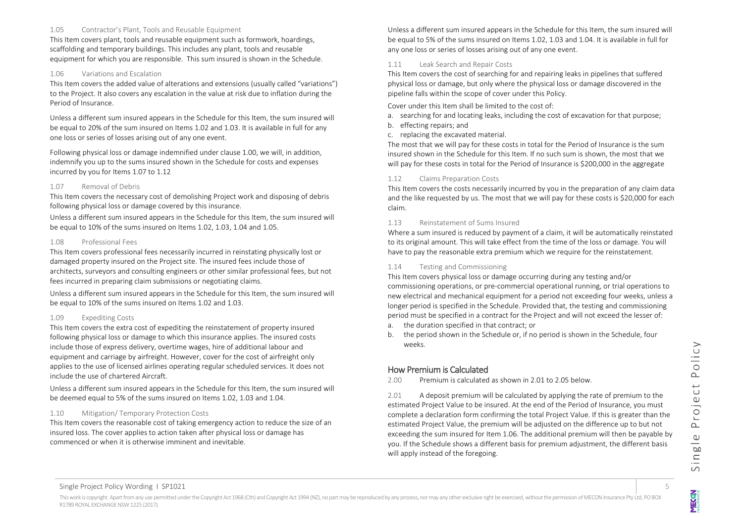#### 1.05 Contractor's Plant, Tools and Reusable Equipment

This Item covers plant, tools and reusable equipment such as formwork, hoardings, scaffolding and temporary buildings. This includes any plant, tools and reusable equipment for which you are responsible. This sum insured is shown in the Schedule.

#### 1.06 Variations and Escalation

This Item covers the added value of alterations and extensions (usually called "variations") to the Project. It also covers any escalation in the value at risk due to inflation during the Period of Insurance.

Unless a different sum insured appears in the Schedule for this Item, the sum insured will be equal to 20% of the sum insured on Items 1.02 and 1.03. It is available in full for any one loss or series of losses arising out of any one event.

Following physical loss or damage indemnified under clause 1.00, we will, in addition, indemnify you up to the sums insured shown in the Schedule for costs and expenses incurred by you for Items 1.07 to 1.12

#### 1.07 Removal of Debris

This Item covers the necessary cost of demolishing Project work and disposing of debris following physical loss or damage covered by this insurance.

Unless a different sum insured appears in the Schedule for this Item, the sum insured will be equal to 10% of the sums insured on Items 1.02, 1.03, 1.04 and 1.05.

#### 1.08 Professional Fees

This Item covers professional fees necessarily incurred in reinstating physically lost or damaged property insured on the Project site. The insured fees include those of architects, surveyors and consulting engineers or other similar professional fees, but not fees incurred in preparing claim submissions or negotiating claims.

Unless a different sum insured appears in the Schedule for this Item, the sum insured will be equal to 10% of the sums insured on Items 1.02 and 1.03.

#### 1.09 Expediting Costs

This Item covers the extra cost of expediting the reinstatement of property insured following physical loss or damage to which this insurance applies. The insured costs include those of express delivery, overtime wages, hire of additional labour and equipment and carriage by airfreight. However, cover for the cost of airfreight only applies to the use of licensed airlines operating regular scheduled services. It does not include the use of chartered Aircraft.

Unless a different sum insured appears in the Schedule for this Item, the sum insured will be deemed equal to 5% of the sums insured on Items 1.02, 1.03 and 1.04.

#### 1.10 Mitigation/ Temporary Protection Costs

This Item covers the reasonable cost of taking emergency action to reduce the size of an insured loss. The cover applies to action taken after physical loss or damage has commenced or when it is otherwise imminent and inevitable.

Unless a different sum insured appears in the Schedule for this Item, the sum insured will be equal to 5% of the sums insured on Items 1.02, 1.03 and 1.04. It is available in full for any one loss or series of losses arising out of any one event.

#### 1.11 Leak Search and Repair Costs

This Item covers the cost of searching for and repairing leaks in pipelines that suffered physical loss or damage, but only where the physical loss or damage discovered in the pipeline falls within the scope of cover under this Policy.

Cover under this Item shall be limited to the cost of:

a. searching for and locating leaks, including the cost of excavation for that purpose;
b. effecting repairs; and
c. replacing the excavated material.

The most that we will pay for these costs in total for the Period of Insurance is the sum insured shown in the Schedule for this Item. If no such sum is shown, the most that we will pay for these costs in total for the Period of Insurance is $200,000 in the aggregate

#### 1.12 Claims Preparation Costs

This Item covers the costs necessarily incurred by you in the preparation of any claim data and the like requested by us. The most that we will pay for these costs is $20,000 for each claim.

#### 1.13 Reinstatement of Sums Insured

Where a sum insured is reduced by payment of a claim, it will be automatically reinstated to its original amount. This will take effect from the time of the loss or damage. You will have to pay the reasonable extra premium which we require for the reinstatement.

#### 1.14 Testing and Commissioning

This Item covers physical loss or damage occurring during any testing and/or commissioning operations, or pre-commercial operational running, or trial operations to new electrical and mechanical equipment for a period not exceeding four weeks, unless a longer period is specified in the Schedule. Provided that, the testing and commissioning period must be specified in a contract for the Project and will not exceed the lesser of:

a. the duration specified in that contract; or
b. the period shown in the Schedule or, if no period is shown in the Schedule, four weeks.

## How Premium is Calculated

2.00 Premium is calculated as shown in 2.01 to 2.05 below.

2.01 A deposit premium will be calculated by applying the rate of premium to the estimated Project Value to be insured. At the end of the Period of Insurance, you must complete a declaration form confirming the total Project Value. If this is greater than the estimated Project Value, the premium will be adjusted on the difference up to but not exceeding the sum insured for Item 1.06. The additional premium will then be payable by you. If the Schedule shows a different basis for premium adjustment, the different basis will apply instead of the foregoing.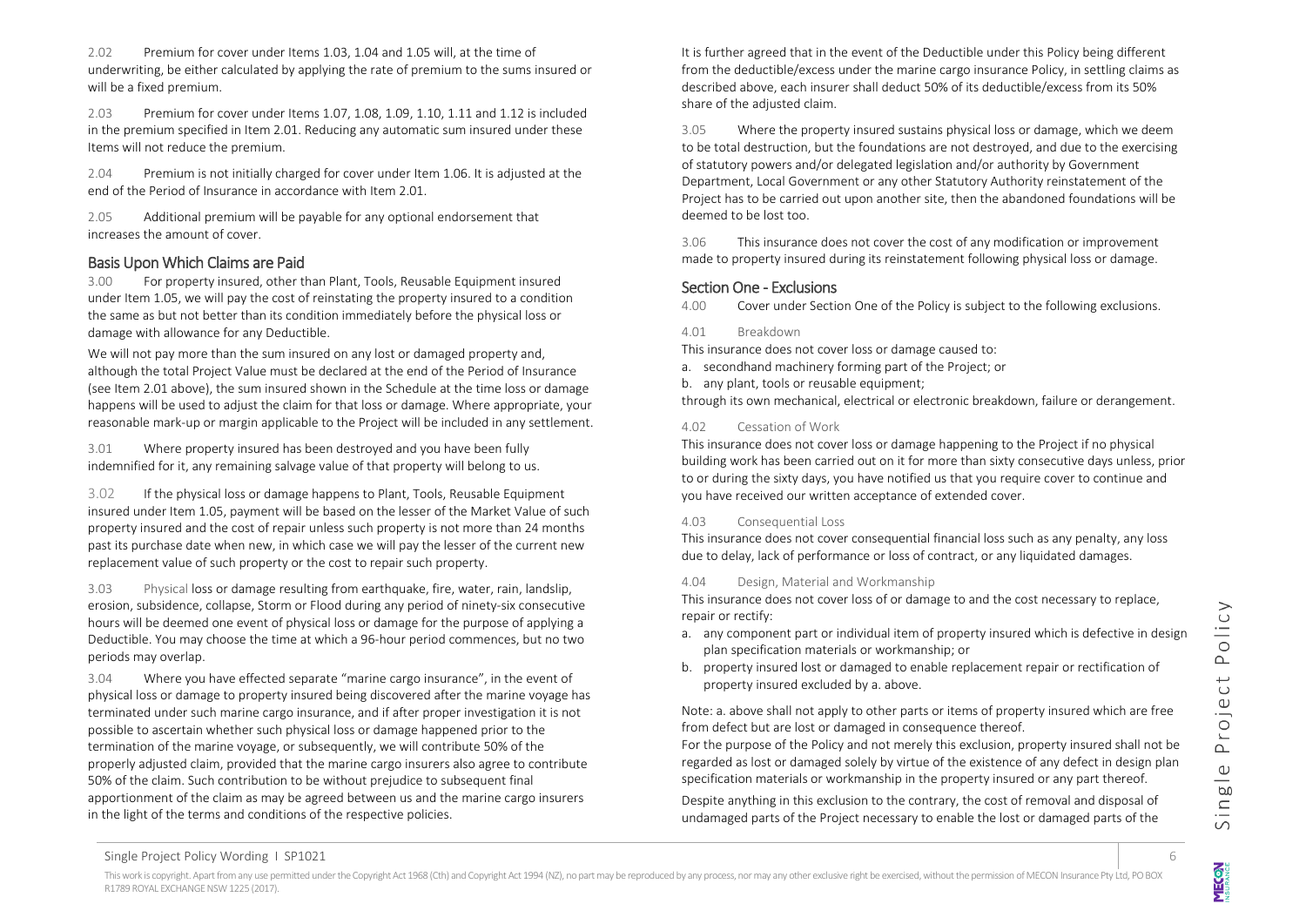2.02 Premium for cover under Items 1.03, 1.04 and 1.05 will, at the time of underwriting, be either calculated by applying the rate of premium to the sums insured or will be a fixed premium.

2.03 Premium for cover under Items 1.07, 1.08, 1.09, 1.10, 1.11 and 1.12 is included in the premium specified in Item 2.01. Reducing any automatic sum insured under these Items will not reduce the premium.

2.04 Premium is not initially charged for cover under Item 1.06. It is adjusted at the end of the Period of Insurance in accordance with Item 2.01.

2.05 Additional premium will be payable for any optional endorsement that increases the amount of cover.

## Basis Upon Which Claims are Paid

3.00 For property insured, other than Plant, Tools, Reusable Equipment insured under Item 1.05, we will pay the cost of reinstating the property insured to a condition the same as but not better than its condition immediately before the physical loss or damage with allowance for any Deductible.

We will not pay more than the sum insured on any lost or damaged property and, although the total Project Value must be declared at the end of the Period of Insurance (see Item 2.01 above), the sum insured shown in the Schedule at the time loss or damage happens will be used to adjust the claim for that loss or damage. Where appropriate, your reasonable mark-up or margin applicable to the Project will be included in any settlement.

3.01 Where property insured has been destroyed and you have been fully indemnified for it, any remaining salvage value of that property will belong to us.

3.02 If the physical loss or damage happens to Plant, Tools, Reusable Equipment insured under Item 1.05, payment will be based on the lesser of the Market Value of such property insured and the cost of repair unless such property is not more than 24 months past its purchase date when new, in which case we will pay the lesser of the current new replacement value of such property or the cost to repair such property.

3.03 Physical loss or damage resulting from earthquake, fire, water, rain, landslip, erosion, subsidence, collapse, Storm or Flood during any period of ninety-six consecutive hours will be deemed one event of physical loss or damage for the purpose of applying a Deductible. You may choose the time at which a 96-hour period commences, but no two periods may overlap.

3.04 Where you have effected separate "marine cargo insurance", in the event of physical loss or damage to property insured being discovered after the marine voyage has terminated under such marine cargo insurance, and if after proper investigation it is not possible to ascertain whether such physical loss or damage happened prior to the termination of the marine voyage, or subsequently, we will contribute 50% of the properly adjusted claim, provided that the marine cargo insurers also agree to contribute 50% of the claim. Such contribution to be without prejudice to subsequent final apportionment of the claim as may be agreed between us and the marine cargo insurers in the light of the terms and conditions of the respective policies.

It is further agreed that in the event of the Deductible under this Policy being different from the deductible/excess under the marine cargo insurance Policy, in settling claims as described above, each insurer shall deduct 50% of its deductible/excess from its 50% share of the adjusted claim.

3.05 Where the property insured sustains physical loss or damage, which we deem to be total destruction, but the foundations are not destroyed, and due to the exercising of statutory powers and/or delegated legislation and/or authority by Government Department, Local Government or any other Statutory Authority reinstatement of the Project has to be carried out upon another site, then the abandoned foundations will be deemed to be lost too.

3.06 This insurance does not cover the cost of any modification or improvement made to property insured during its reinstatement following physical loss or damage.

## Section One - Exclusions

4.00 Cover under Section One of the Policy is subject to the following exclusions.

4.01 Breakdown

This insurance does not cover loss or damage caused to:

a. secondhand machinery forming part of the Project; or
b. any plant, tools or reusable equipment;

through its own mechanical, electrical or electronic breakdown, failure or derangement.

4.02 Cessation of Work

This insurance does not cover loss or damage happening to the Project if no physical building work has been carried out on it for more than sixty consecutive days unless, prior to or during the sixty days, you have notified us that you require cover to continue and you have received our written acceptance of extended cover.

4.03 Consequential Loss

This insurance does not cover consequential financial loss such as any penalty, any loss due to delay, lack of performance or loss of contract, or any liquidated damages.

4.04 Design, Material and Workmanship

This insurance does not cover loss of or damage to and the cost necessary to replace, repair or rectify:

a. any component part or individual item of property insured which is defective in design plan specification materials or workmanship; or
b. property insured lost or damaged to enable replacement repair or rectification of property insured excluded by a. above.

Note: a. above shall not apply to other parts or items of property insured which are free from defect but are lost or damaged in consequence thereof.

For the purpose of the Policy and not merely this exclusion, property insured shall not be regarded as lost or damaged solely by virtue of the existence of any defect in design plan specification materials or workmanship in the property insured or any part thereof.

Despite anything in this exclusion to the contrary, the cost of removal and disposal of undamaged parts of the Project necessary to enable the lost or damaged parts of the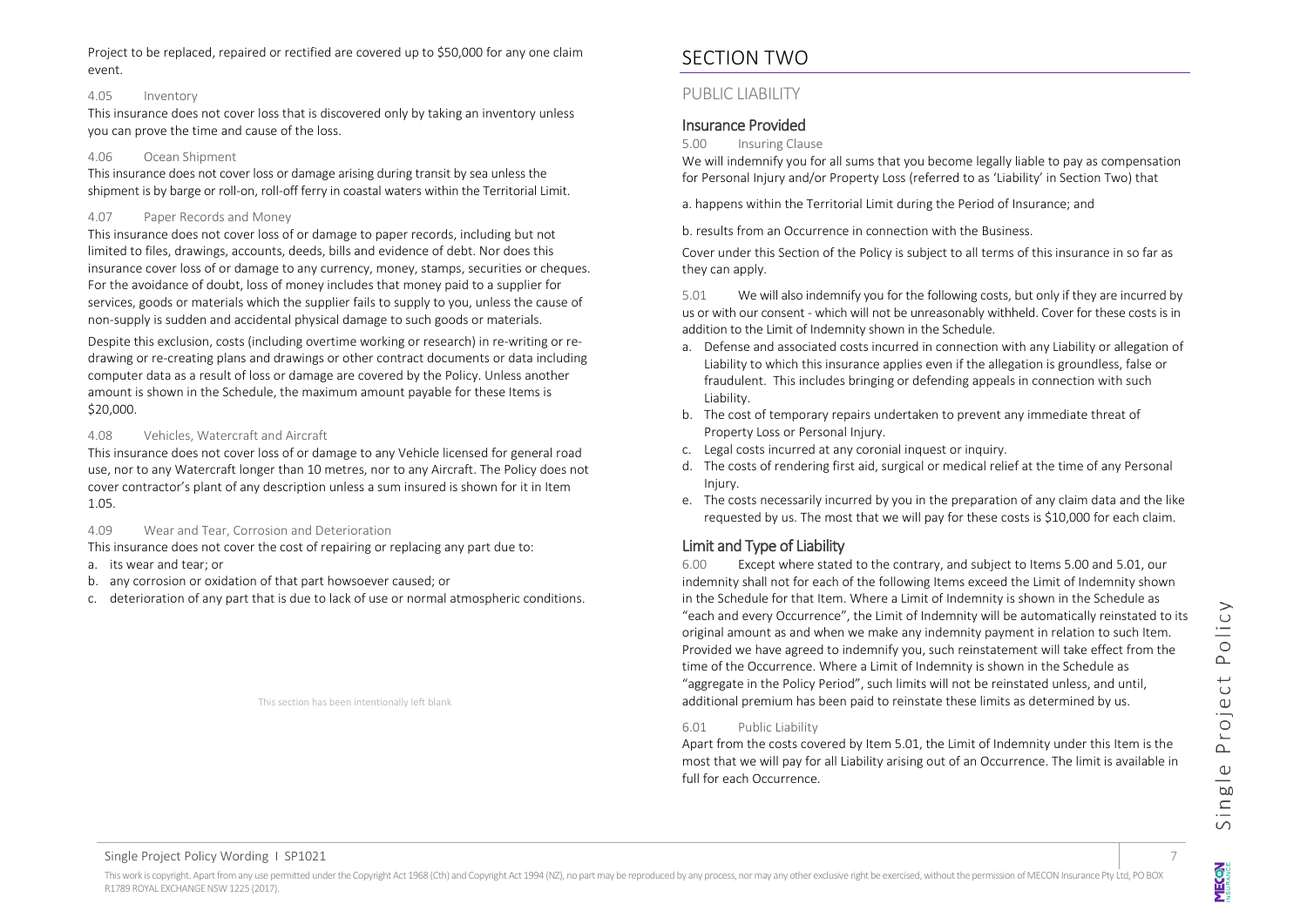Project to be replaced, repaired or rectified are covered up to $50,000 for any one claim event.

#### 4.05 Inventory

This insurance does not cover loss that is discovered only by taking an inventory unless you can prove the time and cause of the loss.

#### 4.06 Ocean Shipment

This insurance does not cover loss or damage arising during transit by sea unless the shipment is by barge or roll-on, roll-off ferry in coastal waters within the Territorial Limit.

#### 4.07 Paper Records and Money

This insurance does not cover loss of or damage to paper records, including but not limited to files, drawings, accounts, deeds, bills and evidence of debt. Nor does this insurance cover loss of or damage to any currency, money, stamps, securities or cheques. For the avoidance of doubt, loss of money includes that money paid to a supplier for services, goods or materials which the supplier fails to supply to you, unless the cause of non-supply is sudden and accidental physical damage to such goods or materials.

Despite this exclusion, costs (including overtime working or research) in re-writing or re-drawing or re-creating plans and drawings or other contract documents or data including computer data as a result of loss or damage are covered by the Policy. Unless another amount is shown in the Schedule, the maximum amount payable for these Items is $20,000.

#### 4.08 Vehicles, Watercraft and Aircraft

This insurance does not cover loss of or damage to any Vehicle licensed for general road use, nor to any Watercraft longer than 10 metres, nor to any Aircraft. The Policy does not cover contractor's plant of any description unless a sum insured is shown for it in Item 1.05.

#### 4.09 Wear and Tear, Corrosion and Deterioration

This insurance does not cover the cost of repairing or replacing any part due to:

a. its wear and tear; or
b. any corrosion or oxidation of that part howsoever caused; or
c. deterioration of any part that is due to lack of use or normal atmospheric conditions.

This section has been intentionally left blank

# SECTION TWO

## PUBLIC LIABILITY

### Insurance Provided

#### 5.00 Insuring Clause

We will indemnify you for all sums that you become legally liable to pay as compensation for Personal Injury and/or Property Loss (referred to as 'Liability' in Section Two) that

a. happens within the Territorial Limit during the Period of Insurance; and

b. results from an Occurrence in connection with the Business.

Cover under this Section of the Policy is subject to all terms of this insurance in so far as they can apply.

5.01 We will also indemnify you for the following costs, but only if they are incurred by us or with our consent - which will not be unreasonably withheld. Cover for these costs is in addition to the Limit of Indemnity shown in the Schedule.

a. Defense and associated costs incurred in connection with any Liability or allegation of Liability to which this insurance applies even if the allegation is groundless, false or fraudulent. This includes bringing or defending appeals in connection with such Liability.
b. The cost of temporary repairs undertaken to prevent any immediate threat of Property Loss or Personal Injury.
c. Legal costs incurred at any coronial inquest or inquiry.
d. The costs of rendering first aid, surgical or medical relief at the time of any Personal Injury.
e. The costs necessarily incurred by you in the preparation of any claim data and the like requested by us. The most that we will pay for these costs is $10,000 for each claim.

### Limit and Type of Liability

6.00 Except where stated to the contrary, and subject to Items 5.00 and 5.01, our indemnity shall not for each of the following Items exceed the Limit of Indemnity shown in the Schedule for that Item. Where a Limit of Indemnity is shown in the Schedule as "each and every Occurrence", the Limit of Indemnity will be automatically reinstated to its original amount as and when we make any indemnity payment in relation to such Item. Provided we have agreed to indemnify you, such reinstatement will take effect from the time of the Occurrence. Where a Limit of Indemnity is shown in the Schedule as "aggregate in the Policy Period", such limits will not be reinstated unless, and until, additional premium has been paid to reinstate these limits as determined by us.

#### 6.01 Public Liability

Apart from the costs covered by Item 5.01, the Limit of Indemnity under this Item is the most that we will pay for all Liability arising out of an Occurrence. The limit is available in full for each Occurrence.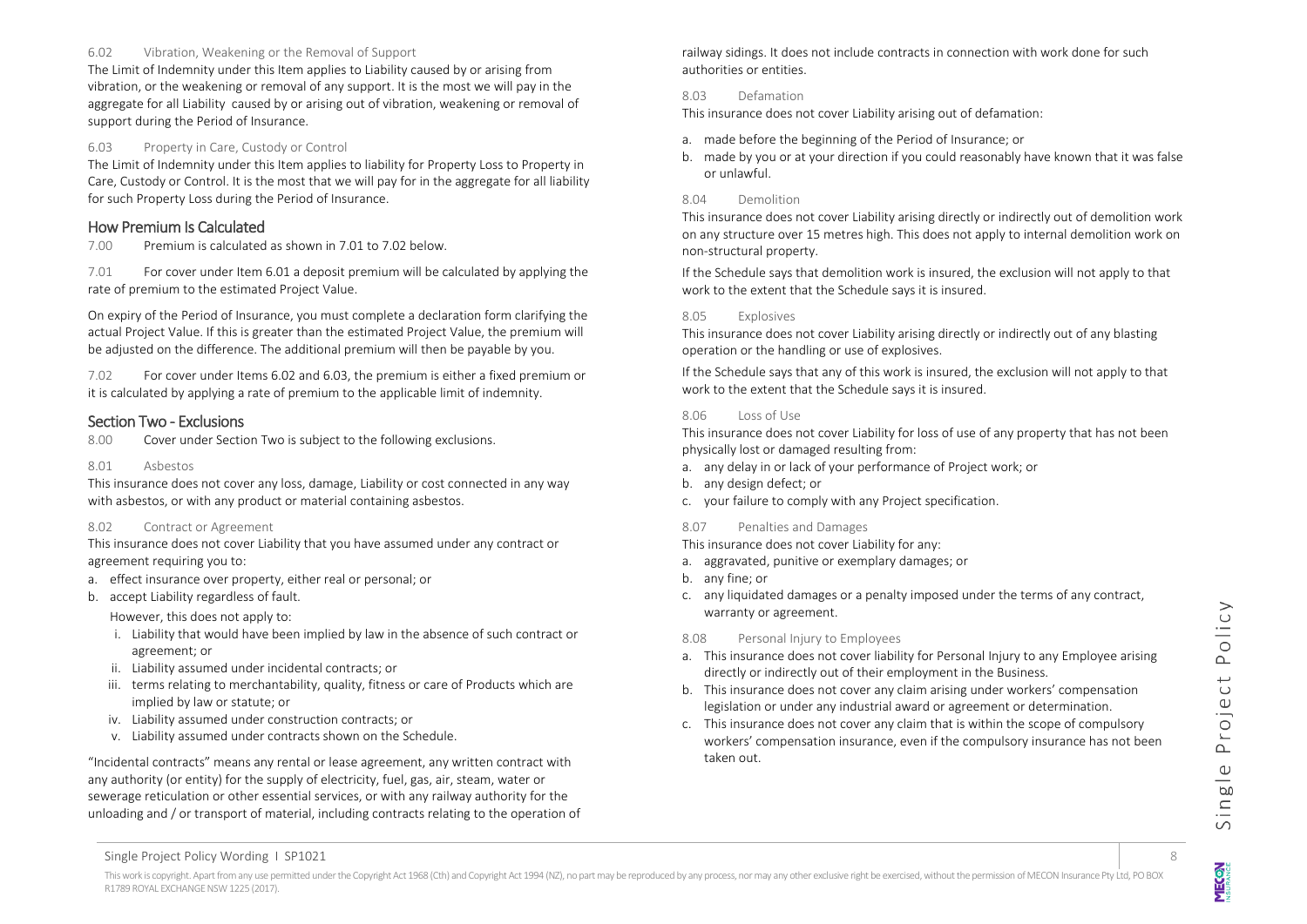#### 6.02 Vibration, Weakening or the Removal of Support

The Limit of Indemnity under this Item applies to Liability caused by or arising from vibration, or the weakening or removal of any support. It is the most we will pay in the aggregate for all Liability caused by or arising out of vibration, weakening or removal of support during the Period of Insurance.

#### 6.03 Property in Care, Custody or Control

The Limit of Indemnity under this Item applies to liability for Property Loss to Property in Care, Custody or Control. It is the most that we will pay for in the aggregate for all liability for such Property Loss during the Period of Insurance.

## How Premium Is Calculated

7.00 Premium is calculated as shown in 7.01 to 7.02 below.

7.01 For cover under Item 6.01 a deposit premium will be calculated by applying the rate of premium to the estimated Project Value.

On expiry of the Period of Insurance, you must complete a declaration form clarifying the actual Project Value. If this is greater than the estimated Project Value, the premium will be adjusted on the difference. The additional premium will then be payable by you.

7.02 For cover under Items 6.02 and 6.03, the premium is either a fixed premium or it is calculated by applying a rate of premium to the applicable limit of indemnity.

## Section Two - Exclusions

8.00 Cover under Section Two is subject to the following exclusions.

#### 8.01 Asbestos

This insurance does not cover any loss, damage, Liability or cost connected in any way with asbestos, or with any product or material containing asbestos.

#### 8.02 Contract or Agreement

This insurance does not cover Liability that you have assumed under any contract or agreement requiring you to:

a. effect insurance over property, either real or personal; or
b. accept Liability regardless of fault.

However, this does not apply to:

i. Liability that would have been implied by law in the absence of such contract or agreement; or
ii. Liability assumed under incidental contracts; or
iii. terms relating to merchantability, quality, fitness or care of Products which are implied by law or statute; or
iv. Liability assumed under construction contracts; or
v. Liability assumed under contracts shown on the Schedule.

"Incidental contracts" means any rental or lease agreement, any written contract with any authority (or entity) for the supply of electricity, fuel, gas, air, steam, water or sewerage reticulation or other essential services, or with any railway authority for the unloading and / or transport of material, including contracts relating to the operation of railway sidings. It does not include contracts in connection with work done for such authorities or entities.

#### 8.03 Defamation

This insurance does not cover Liability arising out of defamation:

a. made before the beginning of the Period of Insurance; or
b. made by you or at your direction if you could reasonably have known that it was false or unlawful.

#### 8.04 Demolition

This insurance does not cover Liability arising directly or indirectly out of demolition work on any structure over 15 metres high. This does not apply to internal demolition work on non-structural property.

If the Schedule says that demolition work is insured, the exclusion will not apply to that work to the extent that the Schedule says it is insured.

#### 8.05 Explosives

This insurance does not cover Liability arising directly or indirectly out of any blasting operation or the handling or use of explosives.

If the Schedule says that any of this work is insured, the exclusion will not apply to that work to the extent that the Schedule says it is insured.

#### 8.06 Loss of Use

This insurance does not cover Liability for loss of use of any property that has not been physically lost or damaged resulting from:

a. any delay in or lack of your performance of Project work; or
b. any design defect; or
c. your failure to comply with any Project specification.

#### 8.07 Penalties and Damages

This insurance does not cover Liability for any:

a. aggravated, punitive or exemplary damages; or
b. any fine; or
c. any liquidated damages or a penalty imposed under the terms of any contract, warranty or agreement.

#### 8.08 Personal Injury to Employees

a. This insurance does not cover liability for Personal Injury to any Employee arising directly or indirectly out of their employment in the Business.
b. This insurance does not cover any claim arising under workers' compensation legislation or under any industrial award or agreement or determination.
c. This insurance does not cover any claim that is within the scope of compulsory workers' compensation insurance, even if the compulsory insurance has not been taken out.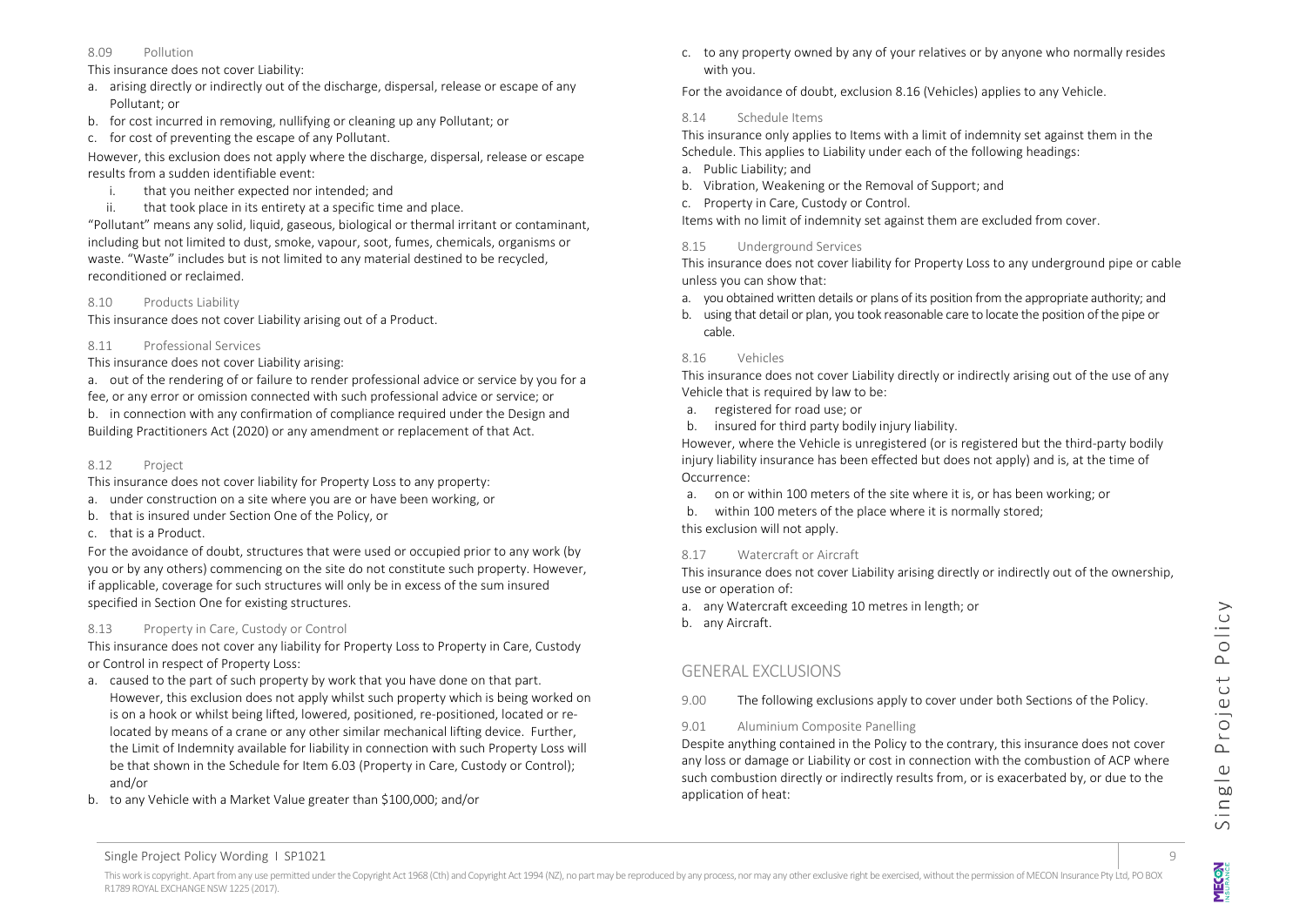### 8.09 Pollution

This insurance does not cover Liability:

a. arising directly or indirectly out of the discharge, dispersal, release or escape of any Pollutant; or
b. for cost incurred in removing, nullifying or cleaning up any Pollutant; or
c. for cost of preventing the escape of any Pollutant.

However, this exclusion does not apply where the discharge, dispersal, release or escape results from a sudden identifiable event:

i. that you neither expected nor intended; and
ii. that took place in its entirety at a specific time and place.

"Pollutant" means any solid, liquid, gaseous, biological or thermal irritant or contaminant, including but not limited to dust, smoke, vapour, soot, fumes, chemicals, organisms or waste. "Waste" includes but is not limited to any material destined to be recycled, reconditioned or reclaimed.

### 8.10 Products Liability

This insurance does not cover Liability arising out of a Product.

### 8.11 Professional Services

This insurance does not cover Liability arising:

a. out of the rendering of or failure to render professional advice or service by you for a fee, or any error or omission connected with such professional advice or service; or
b. in connection with any confirmation of compliance required under the Design and Building Practitioners Act (2020) or any amendment or replacement of that Act.

### 8.12 Project

This insurance does not cover liability for Property Loss to any property:

a. under construction on a site where you are or have been working, or
b. that is insured under Section One of the Policy, or
c. that is a Product.

For the avoidance of doubt, structures that were used or occupied prior to any work (by you or by any others) commencing on the site do not constitute such property. However, if applicable, coverage for such structures will only be in excess of the sum insured specified in Section One for existing structures.

### 8.13 Property in Care, Custody or Control

This insurance does not cover any liability for Property Loss to Property in Care, Custody or Control in respect of Property Loss:

a. caused to the part of such property by work that you have done on that part. However, this exclusion does not apply whilst such property which is being worked on is on a hook or whilst being lifted, lowered, positioned, re-positioned, located or re-located by means of a crane or any other similar mechanical lifting device. Further, the Limit of Indemnity available for liability in connection with such Property Loss will be that shown in the Schedule for Item 6.03 (Property in Care, Custody or Control); and/or
b. to any Vehicle with a Market Value greater than $100,000; and/or
c. to any property owned by any of your relatives or by anyone who normally resides with you.

For the avoidance of doubt, exclusion 8.16 (Vehicles) applies to any Vehicle.

### 8.14 Schedule Items

This insurance only applies to Items with a limit of indemnity set against them in the Schedule. This applies to Liability under each of the following headings:

a. Public Liability; and
b. Vibration, Weakening or the Removal of Support; and
c. Property in Care, Custody or Control.

Items with no limit of indemnity set against them are excluded from cover.

### 8.15 Underground Services

This insurance does not cover liability for Property Loss to any underground pipe or cable unless you can show that:

a. you obtained written details or plans of its position from the appropriate authority; and
b. using that detail or plan, you took reasonable care to locate the position of the pipe or cable.

### 8.16 Vehicles

This insurance does not cover Liability directly or indirectly arising out of the use of any Vehicle that is required by law to be:

a. registered for road use; or
b. insured for third party bodily injury liability.

However, where the Vehicle is unregistered (or is registered but the third-party bodily injury liability insurance has been effected but does not apply) and is, at the time of Occurrence:

a. on or within 100 meters of the site where it is, or has been working; or
b. within 100 meters of the place where it is normally stored;

this exclusion will not apply.

### 8.17 Watercraft or Aircraft

This insurance does not cover Liability arising directly or indirectly out of the ownership, use or operation of:

a. any Watercraft exceeding 10 metres in length; or
b. any Aircraft.

## GENERAL EXCLUSIONS

9.00 The following exclusions apply to cover under both Sections of the Policy.

### 9.01 Aluminium Composite Panelling

Despite anything contained in the Policy to the contrary, this insurance does not cover any loss or damage or Liability or cost in connection with the combustion of ACP where such combustion directly or indirectly results from, or is exacerbated by, or due to the application of heat: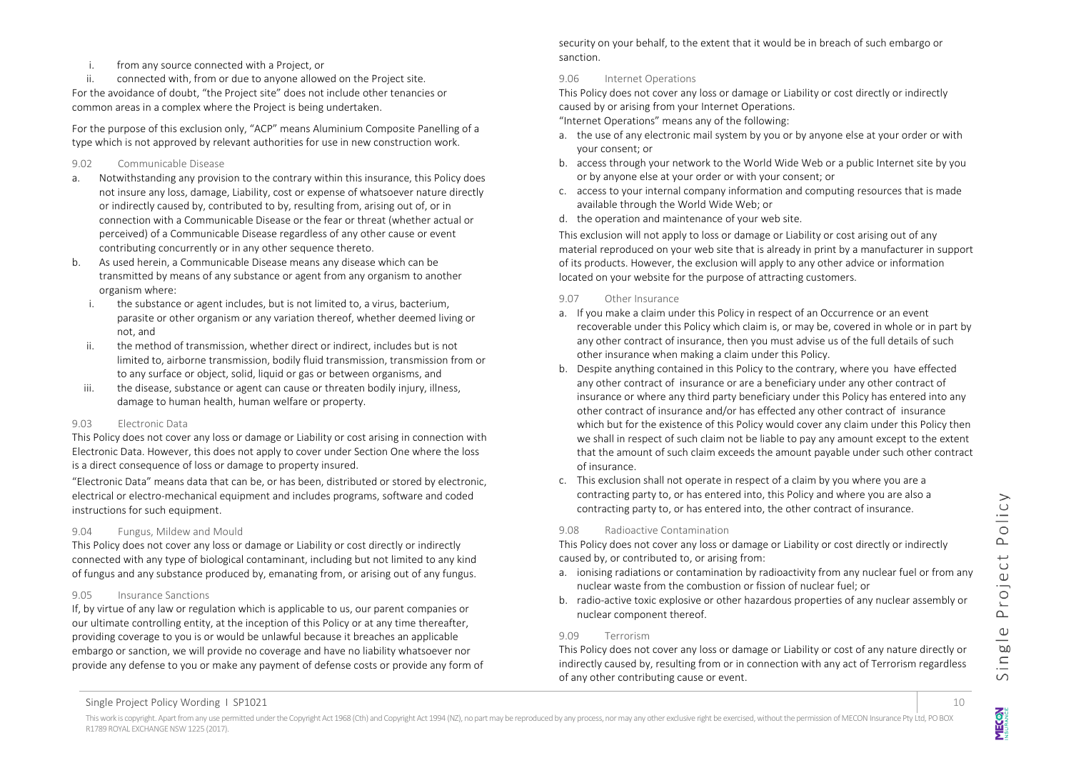i. from any source connected with a Project, or

ii. connected with, from or due to anyone allowed on the Project site.

For the avoidance of doubt, "the Project site" does not include other tenancies or common areas in a complex where the Project is being undertaken.

For the purpose of this exclusion only, "ACP" means Aluminium Composite Panelling of a type which is not approved by relevant authorities for use in new construction work.

### 9.02 Communicable Disease

a. Notwithstanding any provision to the contrary within this insurance, this Policy does not insure any loss, damage, Liability, cost or expense of whatsoever nature directly or indirectly caused by, contributed to by, resulting from, arising out of, or in connection with a Communicable Disease or the fear or threat (whether actual or perceived) of a Communicable Disease regardless of any other cause or event contributing concurrently or in any other sequence thereto.

b. As used herein, a Communicable Disease means any disease which can be transmitted by means of any substance or agent from any organism to another organism where:

   i. the substance or agent includes, but is not limited to, a virus, bacterium, parasite or other organism or any variation thereof, whether deemed living or not, and

   ii. the method of transmission, whether direct or indirect, includes but is not limited to, airborne transmission, bodily fluid transmission, transmission from or to any surface or object, solid, liquid or gas or between organisms, and

   iii. the disease, substance or agent can cause or threaten bodily injury, illness, damage to human health, human welfare or property.

### 9.03 Electronic Data

This Policy does not cover any loss or damage or Liability or cost arising in connection with Electronic Data. However, this does not apply to cover under Section One where the loss is a direct consequence of loss or damage to property insured.

"Electronic Data" means data that can be, or has been, distributed or stored by electronic, electrical or electro-mechanical equipment and includes programs, software and coded instructions for such equipment.

### 9.04 Fungus, Mildew and Mould

This Policy does not cover any loss or damage or Liability or cost directly or indirectly connected with any type of biological contaminant, including but not limited to any kind of fungus and any substance produced by, emanating from, or arising out of any fungus.

### 9.05 Insurance Sanctions

If, by virtue of any law or regulation which is applicable to us, our parent companies or our ultimate controlling entity, at the inception of this Policy or at any time thereafter, providing coverage to you is or would be unlawful because it breaches an applicable embargo or sanction, we will provide no coverage and have no liability whatsoever nor provide any defense to you or make any payment of defense costs or provide any form of security on your behalf, to the extent that it would be in breach of such embargo or sanction.

### 9.06 Internet Operations

This Policy does not cover any loss or damage or Liability or cost directly or indirectly caused by or arising from your Internet Operations.

"Internet Operations" means any of the following:

a. the use of any electronic mail system by you or by anyone else at your order or with your consent; or

b. access through your network to the World Wide Web or a public Internet site by you or by anyone else at your order or with your consent; or

c. access to your internal company information and computing resources that is made available through the World Wide Web; or

d. the operation and maintenance of your web site.

This exclusion will not apply to loss or damage or Liability or cost arising out of any material reproduced on your web site that is already in print by a manufacturer in support of its products. However, the exclusion will apply to any other advice or information located on your website for the purpose of attracting customers.

### 9.07 Other Insurance

a. If you make a claim under this Policy in respect of an Occurrence or an event recoverable under this Policy which claim is, or may be, covered in whole or in part by any other contract of insurance, then you must advise us of the full details of such other insurance when making a claim under this Policy.

b. Despite anything contained in this Policy to the contrary, where you have effected any other contract of insurance or are a beneficiary under any other contract of insurance or where any third party beneficiary under this Policy has entered into any other contract of insurance and/or has effected any other contract of insurance which but for the existence of this Policy would cover any claim under this Policy then we shall in respect of such claim not be liable to pay any amount except to the extent that the amount of such claim exceeds the amount payable under such other contract of insurance.

c. This exclusion shall not operate in respect of a claim by you where you are a contracting party to, or has entered into, this Policy and where you are also a contracting party to, or has entered into, the other contract of insurance.

### 9.08 Radioactive Contamination

This Policy does not cover any loss or damage or Liability or cost directly or indirectly caused by, or contributed to, or arising from:

a. ionising radiations or contamination by radioactivity from any nuclear fuel or from any nuclear waste from the combustion or fission of nuclear fuel; or

b. radio-active toxic explosive or other hazardous properties of any nuclear assembly or nuclear component thereof.

### 9.09 Terrorism

This Policy does not cover any loss or damage or Liability or cost of any nature directly or indirectly caused by, resulting from or in connection with any act of Terrorism regardless of any other contributing cause or event.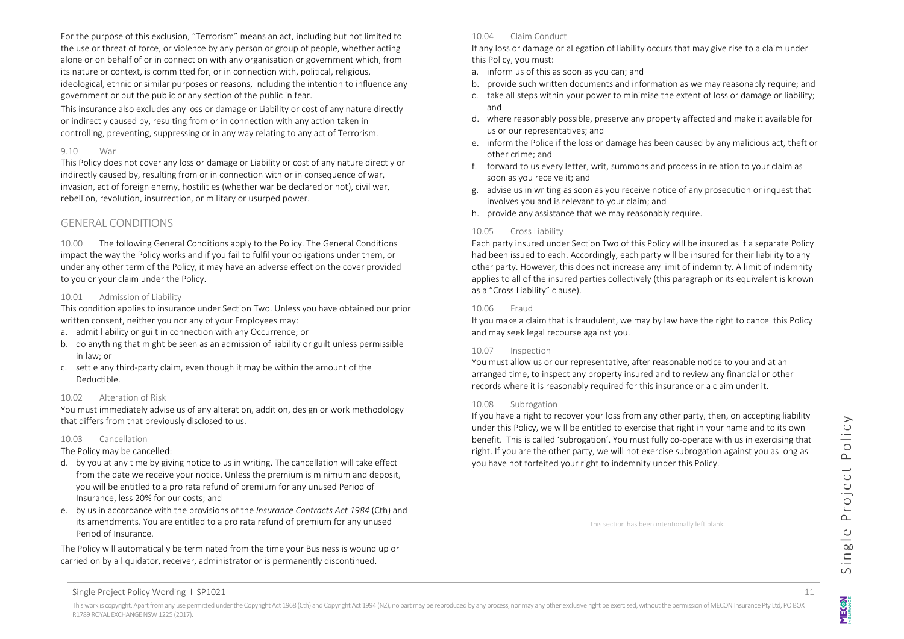For the purpose of this exclusion, "Terrorism" means an act, including but not limited to the use or threat of force, or violence by any person or group of people, whether acting alone or on behalf of or in connection with any organisation or government which, from its nature or context, is committed for, or in connection with, political, religious, ideological, ethnic or similar purposes or reasons, including the intention to influence any government or put the public or any section of the public in fear.

This insurance also excludes any loss or damage or Liability or cost of any nature directly or indirectly caused by, resulting from or in connection with any action taken in controlling, preventing, suppressing or in any way relating to any act of Terrorism.

### 9.10 War

This Policy does not cover any loss or damage or Liability or cost of any nature directly or indirectly caused by, resulting from or in connection with or in consequence of war, invasion, act of foreign enemy, hostilities (whether war be declared or not), civil war, rebellion, revolution, insurrection, or military or usurped power.

## GENERAL CONDITIONS

10.00 The following General Conditions apply to the Policy. The General Conditions impact the way the Policy works and if you fail to fulfil your obligations under them, or under any other term of the Policy, it may have an adverse effect on the cover provided to you or your claim under the Policy.

### 10.01 Admission of Liability

This condition applies to insurance under Section Two. Unless you have obtained our prior written consent, neither you nor any of your Employees may:

a. admit liability or guilt in connection with any Occurrence; or
b. do anything that might be seen as an admission of liability or guilt unless permissible in law; or
c. settle any third-party claim, even though it may be within the amount of the Deductible.

### 10.02 Alteration of Risk

You must immediately advise us of any alteration, addition, design or work methodology that differs from that previously disclosed to us.

### 10.03 Cancellation

The Policy may be cancelled:

d. by you at any time by giving notice to us in writing. The cancellation will take effect from the date we receive your notice. Unless the premium is minimum and deposit, you will be entitled to a pro rata refund of premium for any unused Period of Insurance, less 20% for our costs; and
e. by us in accordance with the provisions of the *Insurance Contracts Act 1984* (Cth) and its amendments. You are entitled to a pro rata refund of premium for any unused Period of Insurance.

The Policy will automatically be terminated from the time your Business is wound up or carried on by a liquidator, receiver, administrator or is permanently discontinued.

### 10.04 Claim Conduct

If any loss or damage or allegation of liability occurs that may give rise to a claim under this Policy, you must:

a. inform us of this as soon as you can; and
b. provide such written documents and information as we may reasonably require; and
c. take all steps within your power to minimise the extent of loss or damage or liability; and
d. where reasonably possible, preserve any property affected and make it available for us or our representatives; and
e. inform the Police if the loss or damage has been caused by any malicious act, theft or other crime; and
f. forward to us every letter, writ, summons and process in relation to your claim as soon as you receive it; and
g. advise us in writing as soon as you receive notice of any prosecution or inquest that involves you and is relevant to your claim; and
h. provide any assistance that we may reasonably require.

### 10.05 Cross Liability

Each party insured under Section Two of this Policy will be insured as if a separate Policy had been issued to each. Accordingly, each party will be insured for their liability to any other party. However, this does not increase any limit of indemnity. A limit of indemnity applies to all of the insured parties collectively (this paragraph or its equivalent is known as a "Cross Liability" clause).

### 10.06 Fraud

If you make a claim that is fraudulent, we may by law have the right to cancel this Policy and may seek legal recourse against you.

### 10.07 Inspection

You must allow us or our representative, after reasonable notice to you and at an arranged time, to inspect any property insured and to review any financial or other records where it is reasonably required for this insurance or a claim under it.

### 10.08 Subrogation

If you have a right to recover your loss from any other party, then, on accepting liability under this Policy, we will be entitled to exercise that right in your name and to its own benefit. This is called 'subrogation'. You must fully co-operate with us in exercising that right. If you are the other party, we will not exercise subrogation against you as long as you have not forfeited your right to indemnity under this Policy.

This section has been intentionally left blank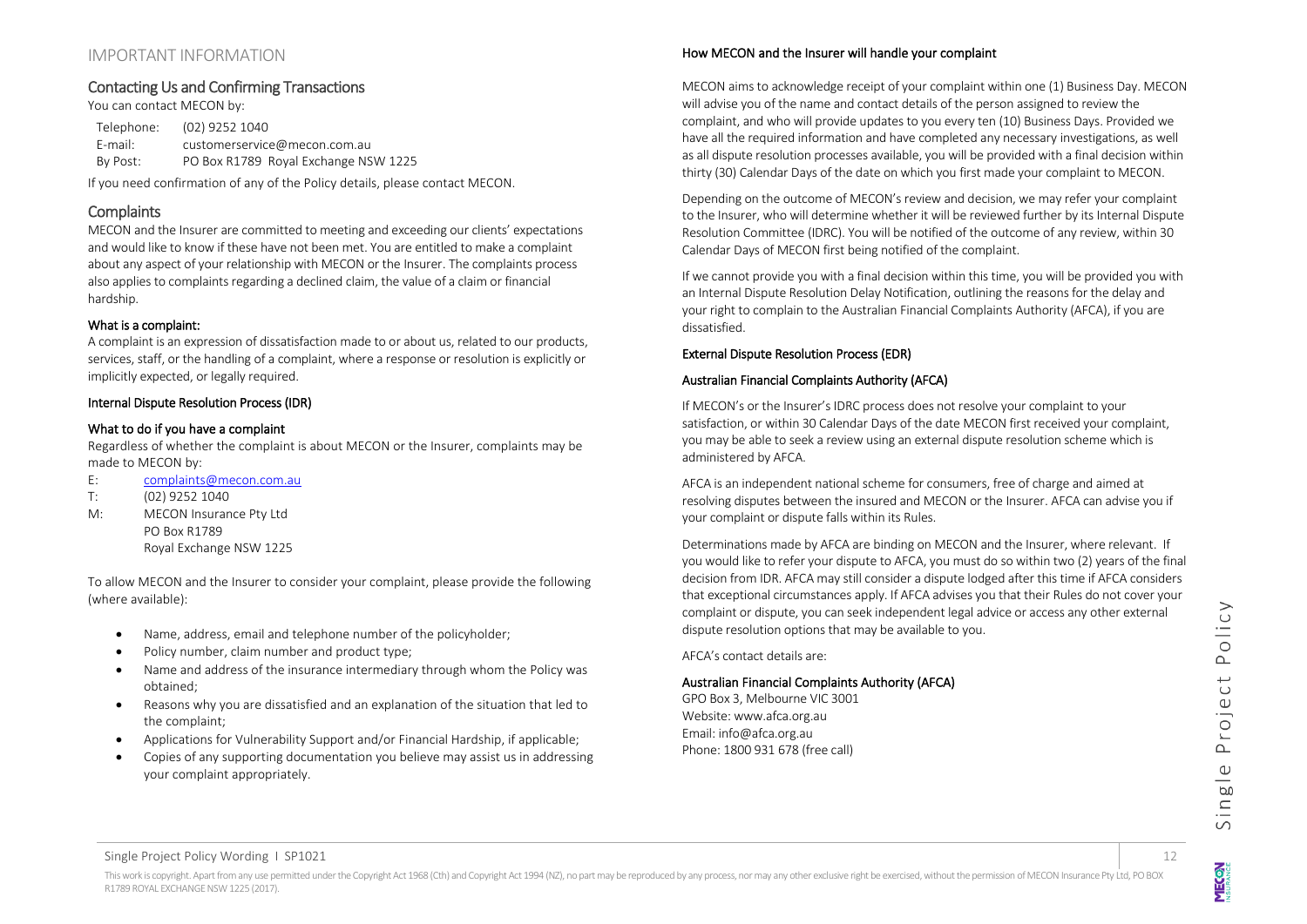# IMPORTANT INFORMATION

## Contacting Us and Confirming Transactions

You can contact MECON by:

| | |
|---|---|
| Telephone: | (02) 9252 1040 |
| E-mail: | customerservice@mecon.com.au |
| By Post: | PO Box R1789 Royal Exchange NSW 1225 |

If you need confirmation of any of the Policy details, please contact MECON.

## Complaints

MECON and the Insurer are committed to meeting and exceeding our clients' expectations and would like to know if these have not been met. You are entitled to make a complaint about any aspect of your relationship with MECON or the Insurer. The complaints process also applies to complaints regarding a declined claim, the value of a claim or financial hardship.

### What is a complaint:

A complaint is an expression of dissatisfaction made to or about us, related to our products, services, staff, or the handling of a complaint, where a response or resolution is explicitly or implicitly expected, or legally required.

### Internal Dispute Resolution Process (IDR)

### What to do if you have a complaint

Regardless of whether the complaint is about MECON or the Insurer, complaints may be made to MECON by:

E: complaints@mecon.com.au
T: (02) 9252 1040
M: MECON Insurance Pty Ltd
PO Box R1789
Royal Exchange NSW 1225

To allow MECON and the Insurer to consider your complaint, please provide the following (where available):

- Name, address, email and telephone number of the policyholder;
- Policy number, claim number and product type;
- Name and address of the insurance intermediary through whom the Policy was obtained;
- Reasons why you are dissatisfied and an explanation of the situation that led to the complaint;
- Applications for Vulnerability Support and/or Financial Hardship, if applicable;
- Copies of any supporting documentation you believe may assist us in addressing your complaint appropriately.

### How MECON and the Insurer will handle your complaint

MECON aims to acknowledge receipt of your complaint within one (1) Business Day. MECON will advise you of the name and contact details of the person assigned to review the complaint, and who will provide updates to you every ten (10) Business Days. Provided we have all the required information and have completed any necessary investigations, as well as all dispute resolution processes available, you will be provided with a final decision within thirty (30) Calendar Days of the date on which you first made your complaint to MECON.

Depending on the outcome of MECON's review and decision, we may refer your complaint to the Insurer, who will determine whether it will be reviewed further by its Internal Dispute Resolution Committee (IDRC). You will be notified of the outcome of any review, within 30 Calendar Days of MECON first being notified of the complaint.

If we cannot provide you with a final decision within this time, you will be provided you with an Internal Dispute Resolution Delay Notification, outlining the reasons for the delay and your right to complain to the Australian Financial Complaints Authority (AFCA), if you are dissatisfied.

### External Dispute Resolution Process (EDR)

### Australian Financial Complaints Authority (AFCA)

If MECON's or the Insurer's IDRC process does not resolve your complaint to your satisfaction, or within 30 Calendar Days of the date MECON first received your complaint, you may be able to seek a review using an external dispute resolution scheme which is administered by AFCA.

AFCA is an independent national scheme for consumers, free of charge and aimed at resolving disputes between the insured and MECON or the Insurer. AFCA can advise you if your complaint or dispute falls within its Rules.

Determinations made by AFCA are binding on MECON and the Insurer, where relevant. If you would like to refer your dispute to AFCA, you must do so within two (2) years of the final decision from IDR. AFCA may still consider a dispute lodged after this time if AFCA considers that exceptional circumstances apply. If AFCA advises you that their Rules do not cover your complaint or dispute, you can seek independent legal advice or access any other external dispute resolution options that may be available to you.

AFCA's contact details are:

### Australian Financial Complaints Authority (AFCA)

GPO Box 3, Melbourne VIC 3001
Website: www.afca.org.au
Email: info@afca.org.au
Phone: 1800 931 678 (free call)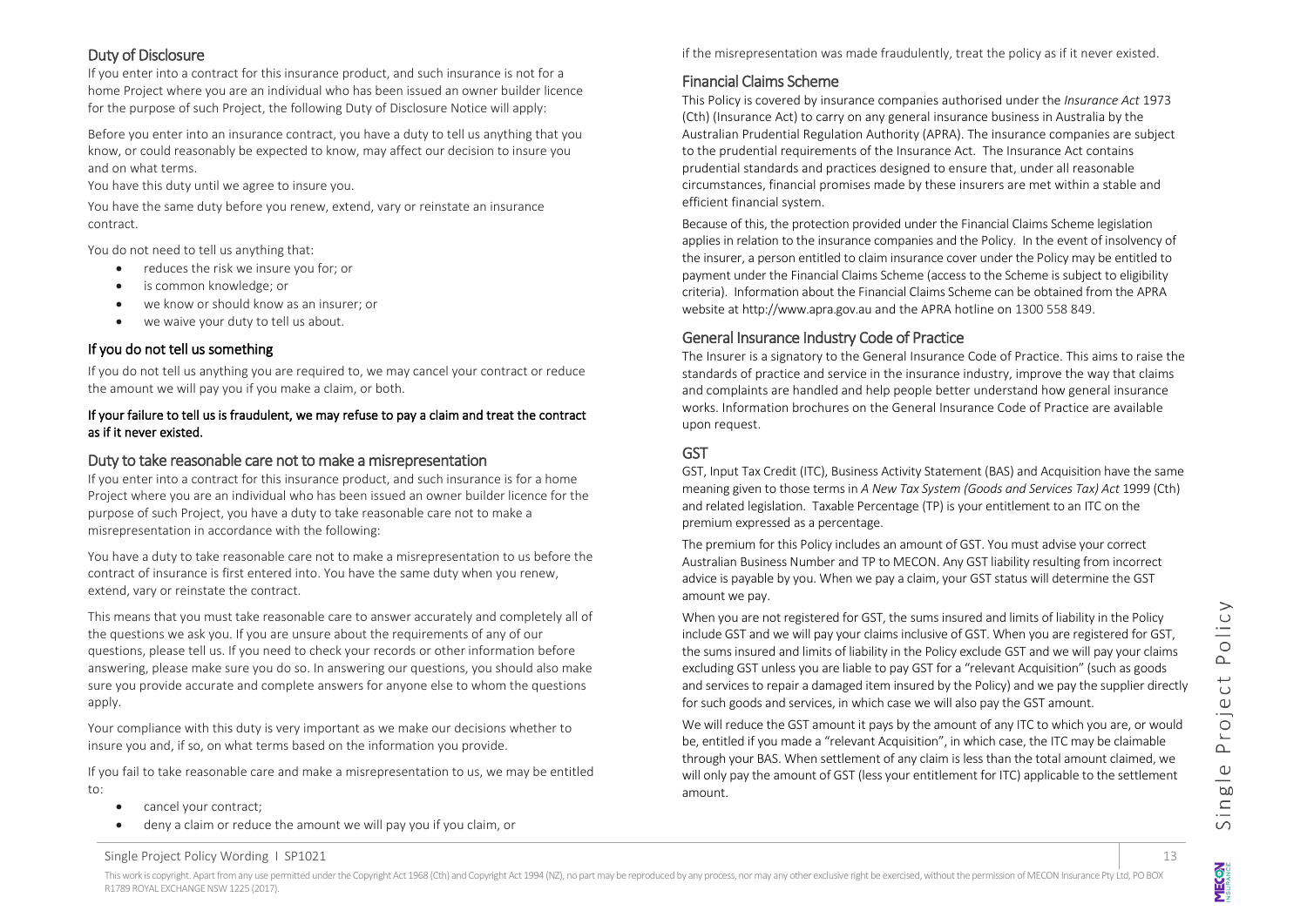## Duty of Disclosure

If you enter into a contract for this insurance product, and such insurance is not for a home Project where you are an individual who has been issued an owner builder licence for the purpose of such Project, the following Duty of Disclosure Notice will apply:

Before you enter into an insurance contract, you have a duty to tell us anything that you know, or could reasonably be expected to know, may affect our decision to insure you and on what terms.

You have this duty until we agree to insure you.

You have the same duty before you renew, extend, vary or reinstate an insurance contract.

You do not need to tell us anything that:

- reduces the risk we insure you for; or
- is common knowledge; or
- we know or should know as an insurer; or
- we waive your duty to tell us about.

### If you do not tell us something

If you do not tell us anything you are required to, we may cancel your contract or reduce the amount we will pay you if you make a claim, or both.

**If your failure to tell us is fraudulent, we may refuse to pay a claim and treat the contract as if it never existed.**

## Duty to take reasonable care not to make a misrepresentation

If you enter into a contract for this insurance product, and such insurance is for a home Project where you are an individual who has been issued an owner builder licence for the purpose of such Project, you have a duty to take reasonable care not to make a misrepresentation in accordance with the following:

You have a duty to take reasonable care not to make a misrepresentation to us before the contract of insurance is first entered into. You have the same duty when you renew, extend, vary or reinstate the contract.

This means that you must take reasonable care to answer accurately and completely all of the questions we ask you. If you are unsure about the requirements of any of our questions, please tell us. If you need to check your records or other information before answering, please make sure you do so. In answering our questions, you should also make sure you provide accurate and complete answers for anyone else to whom the questions apply.

Your compliance with this duty is very important as we make our decisions whether to insure you and, if so, on what terms based on the information you provide.

If you fail to take reasonable care and make a misrepresentation to us, we may be entitled to:

- cancel your contract;
- deny a claim or reduce the amount we will pay you if you claim, or
- if the misrepresentation was made fraudulently, treat the policy as if it never existed.

## Financial Claims Scheme

This Policy is covered by insurance companies authorised under the *Insurance Act* 1973 (Cth) (Insurance Act) to carry on any general insurance business in Australia by the Australian Prudential Regulation Authority (APRA). The insurance companies are subject to the prudential requirements of the Insurance Act. The Insurance Act contains prudential standards and practices designed to ensure that, under all reasonable circumstances, financial promises made by these insurers are met within a stable and efficient financial system.

Because of this, the protection provided under the Financial Claims Scheme legislation applies in relation to the insurance companies and the Policy. In the event of insolvency of the insurer, a person entitled to claim insurance cover under the Policy may be entitled to payment under the Financial Claims Scheme (access to the Scheme is subject to eligibility criteria). Information about the Financial Claims Scheme can be obtained from the APRA website at http://www.apra.gov.au and the APRA hotline on 1300 558 849.

## General Insurance Industry Code of Practice

The Insurer is a signatory to the General Insurance Code of Practice. This aims to raise the standards of practice and service in the insurance industry, improve the way that claims and complaints are handled and help people better understand how general insurance works. Information brochures on the General Insurance Code of Practice are available upon request.

## GST

GST, Input Tax Credit (ITC), Business Activity Statement (BAS) and Acquisition have the same meaning given to those terms in *A New Tax System (Goods and Services Tax) Act* 1999 (Cth) and related legislation. Taxable Percentage (TP) is your entitlement to an ITC on the premium expressed as a percentage.

The premium for this Policy includes an amount of GST. You must advise your correct Australian Business Number and TP to MECON. Any GST liability resulting from incorrect advice is payable by you. When we pay a claim, your GST status will determine the GST amount we pay.

When you are not registered for GST, the sums insured and limits of liability in the Policy include GST and we will pay your claims inclusive of GST. When you are registered for GST, the sums insured and limits of liability in the Policy exclude GST and we will pay your claims excluding GST unless you are liable to pay GST for a "relevant Acquisition" (such as goods and services to repair a damaged item insured by the Policy) and we pay the supplier directly for such goods and services, in which case we will also pay the GST amount.

We will reduce the GST amount it pays by the amount of any ITC to which you are, or would be, entitled if you made a "relevant Acquisition", in which case, the ITC may be claimable through your BAS. When settlement of any claim is less than the total amount claimed, we will only pay the amount of GST (less your entitlement for ITC) applicable to the settlement amount.

This work is copyright. Apart from any use permitted under the Copyright Act 1968 (Cth) and Copyright Act 1994 (NZ), no part may be reproduced by any process, nor may any other exclusive right be exercised, without the permission of MECON Insurance Pty Ltd, PO BOX R1789 ROYAL EXCHANGE NSW 1225 (2017).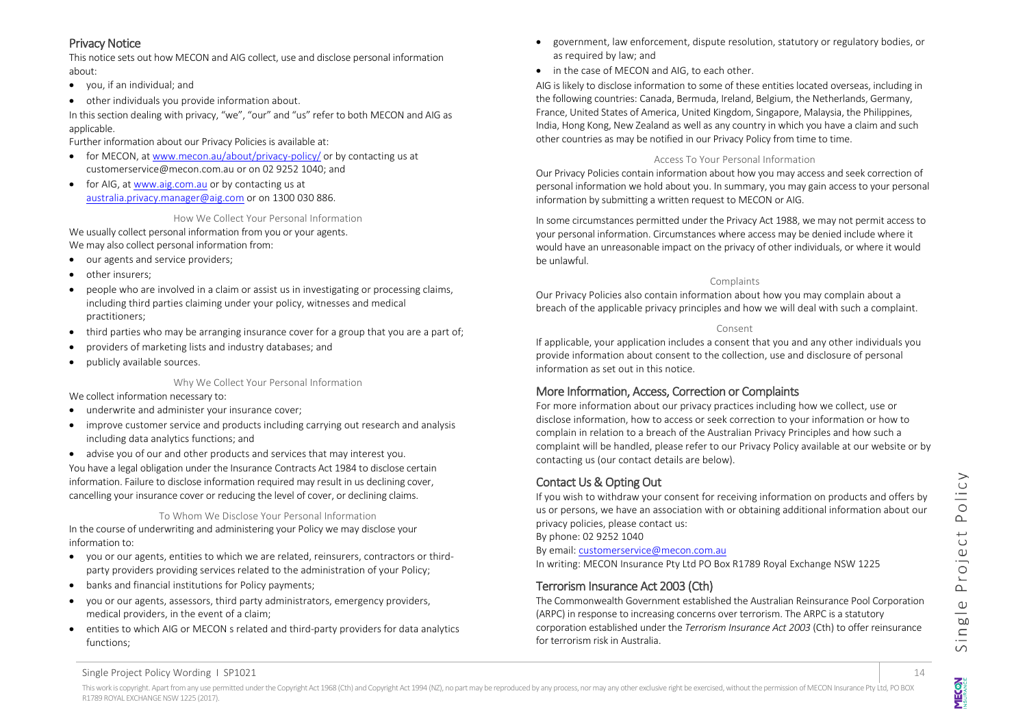## Privacy Notice

This notice sets out how MECON and AIG collect, use and disclose personal information about:

- you, if an individual; and
- other individuals you provide information about.

In this section dealing with privacy, "we", "our" and "us" refer to both MECON and AIG as applicable.

Further information about our Privacy Policies is available at:

- for MECON, at [www.mecon.au/about/privacy-policy/](www.mecon.au/about/privacy-policy/) or by contacting us at customerservice@mecon.com.au or on 02 9252 1040; and
- for AIG, at [www.aig.com.au](www.aig.com.au) or by contacting us at [australia.privacy.manager@aig.com](mailto:australia.privacy.manager@aig.com) or on 1300 030 886.

### How We Collect Your Personal Information

We usually collect personal information from you or your agents.
We may also collect personal information from:

- our agents and service providers;
- other insurers;
- people who are involved in a claim or assist us in investigating or processing claims, including third parties claiming under your policy, witnesses and medical practitioners;
- third parties who may be arranging insurance cover for a group that you are a part of;
- providers of marketing lists and industry databases; and
- publicly available sources.

### Why We Collect Your Personal Information

We collect information necessary to:

- underwrite and administer your insurance cover;
- improve customer service and products including carrying out research and analysis including data analytics functions; and
- advise you of our and other products and services that may interest you.

You have a legal obligation under the Insurance Contracts Act 1984 to disclose certain information. Failure to disclose information required may result in us declining cover, cancelling your insurance cover or reducing the level of cover, or declining claims.

### To Whom We Disclose Your Personal Information

In the course of underwriting and administering your Policy we may disclose your information to:

- you or our agents, entities to which we are related, reinsurers, contractors or third-party providers providing services related to the administration of your Policy;
- banks and financial institutions for Policy payments;
- you or our agents, assessors, third party administrators, emergency providers, medical providers, in the event of a claim;
- entities to which AIG or MECON s related and third-party providers for data analytics functions;
- government, law enforcement, dispute resolution, statutory or regulatory bodies, or as required by law; and
- in the case of MECON and AIG, to each other.

AIG is likely to disclose information to some of these entities located overseas, including in the following countries: Canada, Bermuda, Ireland, Belgium, the Netherlands, Germany, France, United States of America, United Kingdom, Singapore, Malaysia, the Philippines, India, Hong Kong, New Zealand as well as any country in which you have a claim and such other countries as may be notified in our Privacy Policy from time to time.

### Access To Your Personal Information

Our Privacy Policies contain information about how you may access and seek correction of personal information we hold about you. In summary, you may gain access to your personal information by submitting a written request to MECON or AIG.

In some circumstances permitted under the Privacy Act 1988, we may not permit access to your personal information. Circumstances where access may be denied include where it would have an unreasonable impact on the privacy of other individuals, or where it would be unlawful.

### Complaints

Our Privacy Policies also contain information about how you may complain about a breach of the applicable privacy principles and how we will deal with such a complaint.

### Consent

If applicable, your application includes a consent that you and any other individuals you provide information about consent to the collection, use and disclosure of personal information as set out in this notice.

## More Information, Access, Correction or Complaints

For more information about our privacy practices including how we collect, use or disclose information, how to access or seek correction to your information or how to complain in relation to a breach of the Australian Privacy Principles and how such a complaint will be handled, please refer to our Privacy Policy available at our website or by contacting us (our contact details are below).

## Contact Us & Opting Out

If you wish to withdraw your consent for receiving information on products and offers by us or persons, we have an association with or obtaining additional information about our privacy policies, please contact us:

By phone: 02 9252 1040

By email: [customerservice@mecon.com.au](mailto:customerservice@mecon.com.au)

In writing: MECON Insurance Pty Ltd PO Box R1789 Royal Exchange NSW 1225

## Terrorism Insurance Act 2003 (Cth)

The Commonwealth Government established the Australian Reinsurance Pool Corporation (ARPC) in response to increasing concerns over terrorism. The ARPC is a statutory corporation established under the *Terrorism Insurance Act 2003* (Cth) to offer reinsurance for terrorism risk in Australia.

This work is copyright. Apart from any use permitted under the Copyright Act 1968 (Cth) and Copyright Act 1994 (NZ), no part may be reproduced by any process, nor may any other exclusive right be exercised, without the permission of MECON Insurance Pty Ltd, PO BOX R1789 ROYAL EXCHANGE NSW 1225 (2017).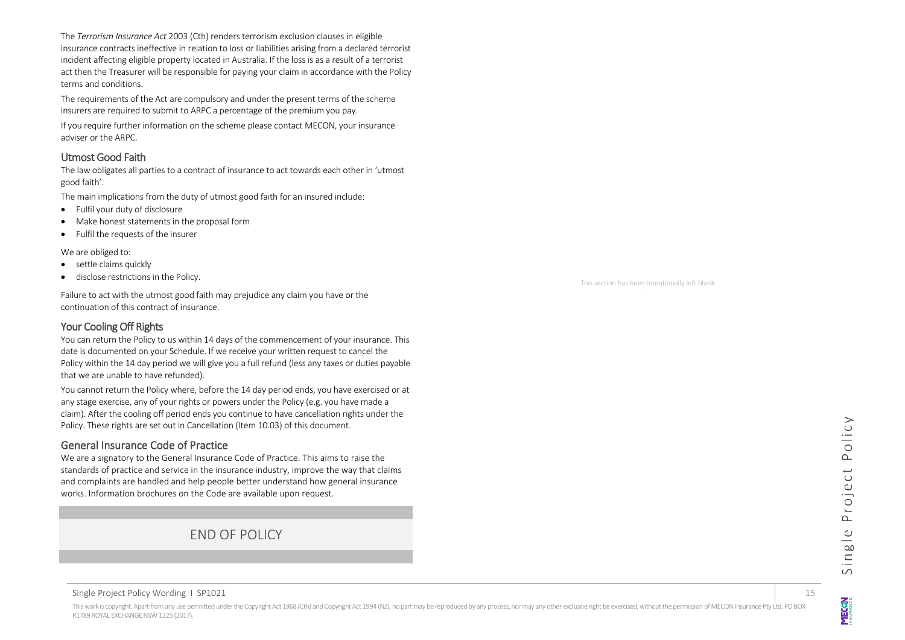The *Terrorism Insurance Act* 2003 (Cth) renders terrorism exclusion clauses in eligible insurance contracts ineffective in relation to loss or liabilities arising from a declared terrorist incident affecting eligible property located in Australia. If the loss is as a result of a terrorist act then the Treasurer will be responsible for paying your claim in accordance with the Policy terms and conditions.

The requirements of the Act are compulsory and under the present terms of the scheme insurers are required to submit to ARPC a percentage of the premium you pay.

If you require further information on the scheme please contact MECON, your insurance adviser or the ARPC.

## Utmost Good Faith

The law obligates all parties to a contract of insurance to act towards each other in 'utmost good faith'.

The main implications from the duty of utmost good faith for an insured include:

- Fulfil your duty of disclosure
- Make honest statements in the proposal form
- Fulfil the requests of the insurer

We are obliged to:

- settle claims quickly
- disclose restrictions in the Policy.

Failure to act with the utmost good faith may prejudice any claim you have or the continuation of this contract of insurance.

## Your Cooling Off Rights

You can return the Policy to us within 14 days of the commencement of your insurance. This date is documented on your Schedule. If we receive your written request to cancel the Policy within the 14 day period we will give you a full refund (less any taxes or duties payable that we are unable to have refunded).

You cannot return the Policy where, before the 14 day period ends, you have exercised or at any stage exercise, any of your rights or powers under the Policy (e.g. you have made a claim). After the cooling off period ends you continue to have cancellation rights under the Policy. These rights are set out in Cancellation (Item 10.03) of this document.

## General Insurance Code of Practice

We are a signatory to the General Insurance Code of Practice. This aims to raise the standards of practice and service in the insurance industry, improve the way that claims and complaints are handled and help people better understand how general insurance works. Information brochures on the Code are available upon request.

## END OF POLICY

This section has been intentionally left blank

This work is copyright. Apart from any use permitted under the Copyright Act 1968 (Cth) and Copyright Act 1994 (NZ), no part may be reproduced by any process, nor may any other exclusive right be exercised, without the permission of MECON Insurance Pty Ltd, PO BOX R1789 ROYAL EXCHANGE NSW 1225 (2017).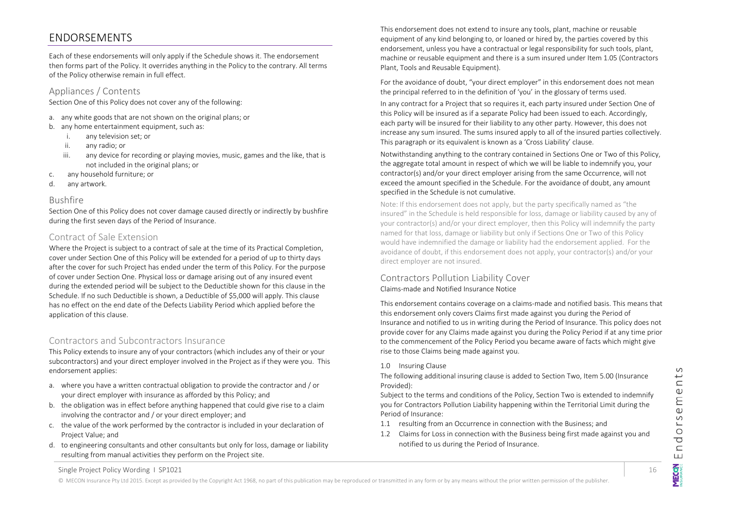# ENDORSEMENTS

Each of these endorsements will only apply if the Schedule shows it. The endorsement then forms part of the Policy. It overrides anything in the Policy to the contrary. All terms of the Policy otherwise remain in full effect.

## Appliances / Contents

Section One of this Policy does not cover any of the following:

a. any white goods that are not shown on the original plans; or
b. any home entertainment equipment, such as:
   i. any television set; or
   ii. any radio; or
   iii. any device for recording or playing movies, music, games and the like, that is not included in the original plans; or
c. any household furniture; or
d. any artwork.

## Bushfire

Section One of this Policy does not cover damage caused directly or indirectly by bushfire during the first seven days of the Period of Insurance.

## Contract of Sale Extension

Where the Project is subject to a contract of sale at the time of its Practical Completion, cover under Section One of this Policy will be extended for a period of up to thirty days after the cover for such Project has ended under the term of this Policy. For the purpose of cover under Section One. Physical loss or damage arising out of any insured event during the extended period will be subject to the Deductible shown for this clause in the Schedule. If no such Deductible is shown, a Deductible of $5,000 will apply. This clause has no effect on the end date of the Defects Liability Period which applied before the application of this clause.

## Contractors and Subcontractors Insurance

This Policy extends to insure any of your contractors (which includes any of their or your subcontractors) and your direct employer involved in the Project as if they were you. This endorsement applies:

a. where you have a written contractual obligation to provide the contractor and / or your direct employer with insurance as afforded by this Policy; and
b. the obligation was in effect before anything happened that could give rise to a claim involving the contractor and / or your direct employer; and
c. the value of the work performed by the contractor is included in your declaration of Project Value; and
d. to engineering consultants and other consultants but only for loss, damage or liability resulting from manual activities they perform on the Project site.

This endorsement does not extend to insure any tools, plant, machine or reusable equipment of any kind belonging to, or loaned or hired by, the parties covered by this endorsement, unless you have a contractual or legal responsibility for such tools, plant, machine or reusable equipment and there is a sum insured under Item 1.05 (Contractors Plant, Tools and Reusable Equipment).

For the avoidance of doubt, "your direct employer" in this endorsement does not mean the principal referred to in the definition of 'you' in the glossary of terms used.

In any contract for a Project that so requires it, each party insured under Section One of this Policy will be insured as if a separate Policy had been issued to each. Accordingly, each party will be insured for their liability to any other party. However, this does not increase any sum insured. The sums insured apply to all of the insured parties collectively. This paragraph or its equivalent is known as a 'Cross Liability' clause.

Notwithstanding anything to the contrary contained in Sections One or Two of this Policy, the aggregate total amount in respect of which we will be liable to indemnify you, your contractor(s) and/or your direct employer arising from the same Occurrence, will not exceed the amount specified in the Schedule. For the avoidance of doubt, any amount specified in the Schedule is not cumulative.

Note: If this endorsement does not apply, but the party specifically named as "the insured" in the Schedule is held responsible for loss, damage or liability caused by any of your contractor(s) and/or your direct employer, then this Policy will indemnify the party named for that loss, damage or liability but only if Sections One or Two of this Policy would have indemnified the damage or liability had the endorsement applied. For the avoidance of doubt, if this endorsement does not apply, your contractor(s) and/or your direct employer are not insured.

## Contractors Pollution Liability Cover

Claims-made and Notified Insurance Notice

This endorsement contains coverage on a claims-made and notified basis. This means that this endorsement only covers Claims first made against you during the Period of Insurance and notified to us in writing during the Period of Insurance. This policy does not provide cover for any Claims made against you during the Policy Period if at any time prior to the commencement of the Policy Period you became aware of facts which might give rise to those Claims being made against you.

1.0 Insuring Clause

The following additional insuring clause is added to Section Two, Item 5.00 (Insurance Provided):

Subject to the terms and conditions of the Policy, Section Two is extended to indemnify you for Contractors Pollution Liability happening within the Territorial Limit during the Period of Insurance:

1.1 resulting from an Occurrence in connection with the Business; and
1.2 Claims for Loss in connection with the Business being first made against you and notified to us during the Period of Insurance.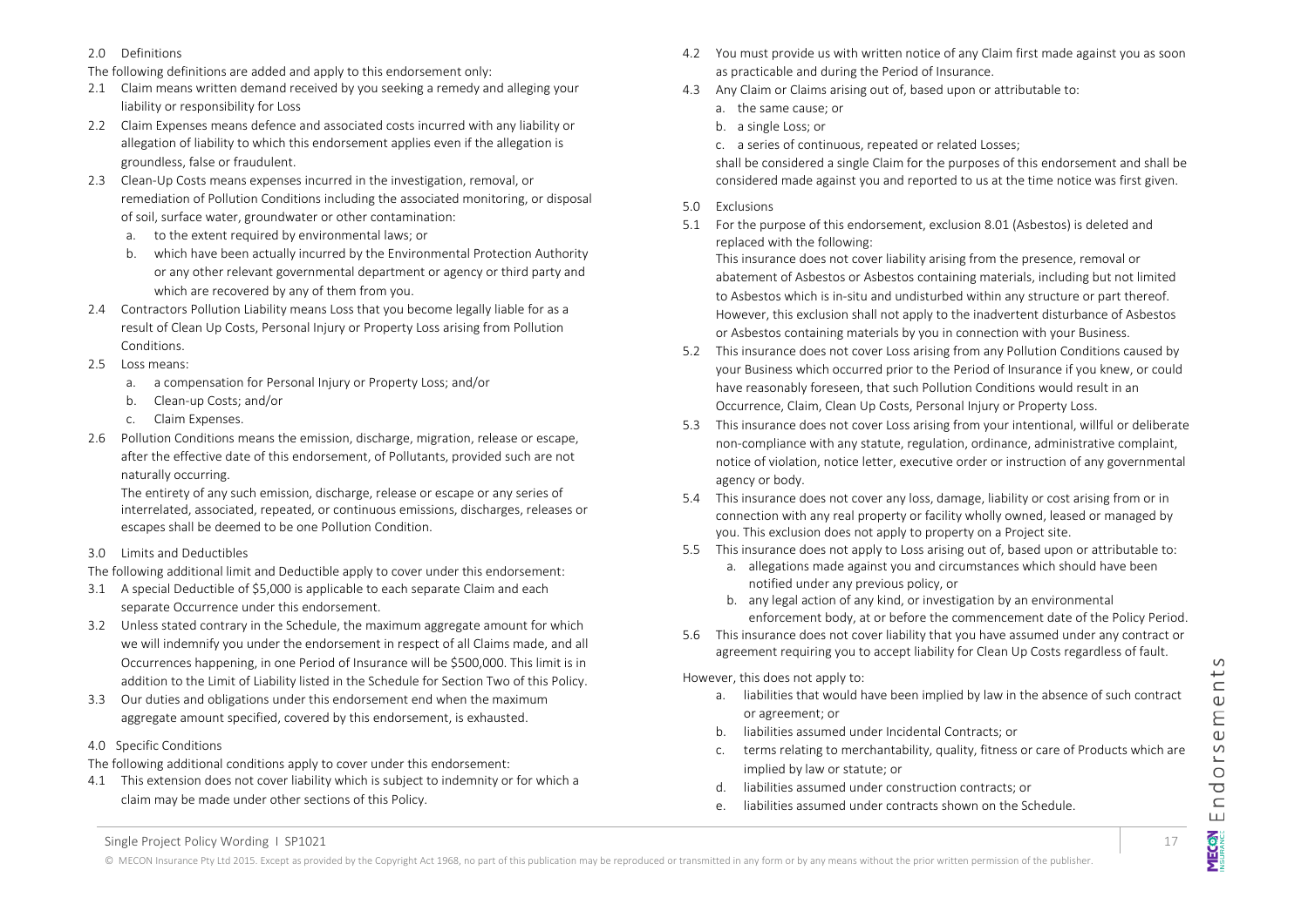## 2.0 Definitions

The following definitions are added and apply to this endorsement only:

2.1 Claim means written demand received by you seeking a remedy and alleging your liability or responsibility for Loss

2.2 Claim Expenses means defence and associated costs incurred with any liability or allegation of liability to which this endorsement applies even if the allegation is groundless, false or fraudulent.

2.3 Clean-Up Costs means expenses incurred in the investigation, removal, or remediation of Pollution Conditions including the associated monitoring, or disposal of soil, surface water, groundwater or other contamination:

a. to the extent required by environmental laws; or

b. which have been actually incurred by the Environmental Protection Authority or any other relevant governmental department or agency or third party and which are recovered by any of them from you.

2.4 Contractors Pollution Liability means Loss that you become legally liable for as a result of Clean Up Costs, Personal Injury or Property Loss arising from Pollution Conditions.

2.5 Loss means:

a. a compensation for Personal Injury or Property Loss; and/or

b. Clean-up Costs; and/or

c. Claim Expenses.

2.6 Pollution Conditions means the emission, discharge, migration, release or escape, after the effective date of this endorsement, of Pollutants, provided such are not naturally occurring.

The entirety of any such emission, discharge, release or escape or any series of interrelated, associated, repeated, or continuous emissions, discharges, releases or escapes shall be deemed to be one Pollution Condition.

## 3.0 Limits and Deductibles

The following additional limit and Deductible apply to cover under this endorsement:

3.1 A special Deductible of $5,000 is applicable to each separate Claim and each separate Occurrence under this endorsement.

3.2 Unless stated contrary in the Schedule, the maximum aggregate amount for which we will indemnify you under the endorsement in respect of all Claims made, and all Occurrences happening, in one Period of Insurance will be $500,000. This limit is in addition to the Limit of Liability listed in the Schedule for Section Two of this Policy.

3.3 Our duties and obligations under this endorsement end when the maximum aggregate amount specified, covered by this endorsement, is exhausted.

## 4.0 Specific Conditions

The following additional conditions apply to cover under this endorsement:

4.1 This extension does not cover liability which is subject to indemnity or for which a claim may be made under other sections of this Policy.

4.2 You must provide us with written notice of any Claim first made against you as soon as practicable and during the Period of Insurance.

4.3 Any Claim or Claims arising out of, based upon or attributable to:

a. the same cause; or

b. a single Loss; or

c. a series of continuous, repeated or related Losses;

shall be considered a single Claim for the purposes of this endorsement and shall be considered made against you and reported to us at the time notice was first given.

## 5.0 Exclusions

5.1 For the purpose of this endorsement, exclusion 8.01 (Asbestos) is deleted and replaced with the following:

This insurance does not cover liability arising from the presence, removal or abatement of Asbestos or Asbestos containing materials, including but not limited to Asbestos which is in-situ and undisturbed within any structure or part thereof. However, this exclusion shall not apply to the inadvertent disturbance of Asbestos or Asbestos containing materials by you in connection with your Business.

5.2 This insurance does not cover Loss arising from any Pollution Conditions caused by your Business which occurred prior to the Period of Insurance if you knew, or could have reasonably foreseen, that such Pollution Conditions would result in an Occurrence, Claim, Clean Up Costs, Personal Injury or Property Loss.

5.3 This insurance does not cover Loss arising from your intentional, willful or deliberate non-compliance with any statute, regulation, ordinance, administrative complaint, notice of violation, notice letter, executive order or instruction of any governmental agency or body.

5.4 This insurance does not cover any loss, damage, liability or cost arising from or in connection with any real property or facility wholly owned, leased or managed by you. This exclusion does not apply to property on a Project site.

5.5 This insurance does not apply to Loss arising out of, based upon or attributable to:

a. allegations made against you and circumstances which should have been notified under any previous policy, or

b. any legal action of any kind, or investigation by an environmental enforcement body, at or before the commencement date of the Policy Period.

5.6 This insurance does not cover liability that you have assumed under any contract or agreement requiring you to accept liability for Clean Up Costs regardless of fault.

However, this does not apply to:

a. liabilities that would have been implied by law in the absence of such contract or agreement; or

b. liabilities assumed under Incidental Contracts; or

c. terms relating to merchantability, quality, fitness or care of Products which are implied by law or statute; or

d. liabilities assumed under construction contracts; or

e. liabilities assumed under contracts shown on the Schedule.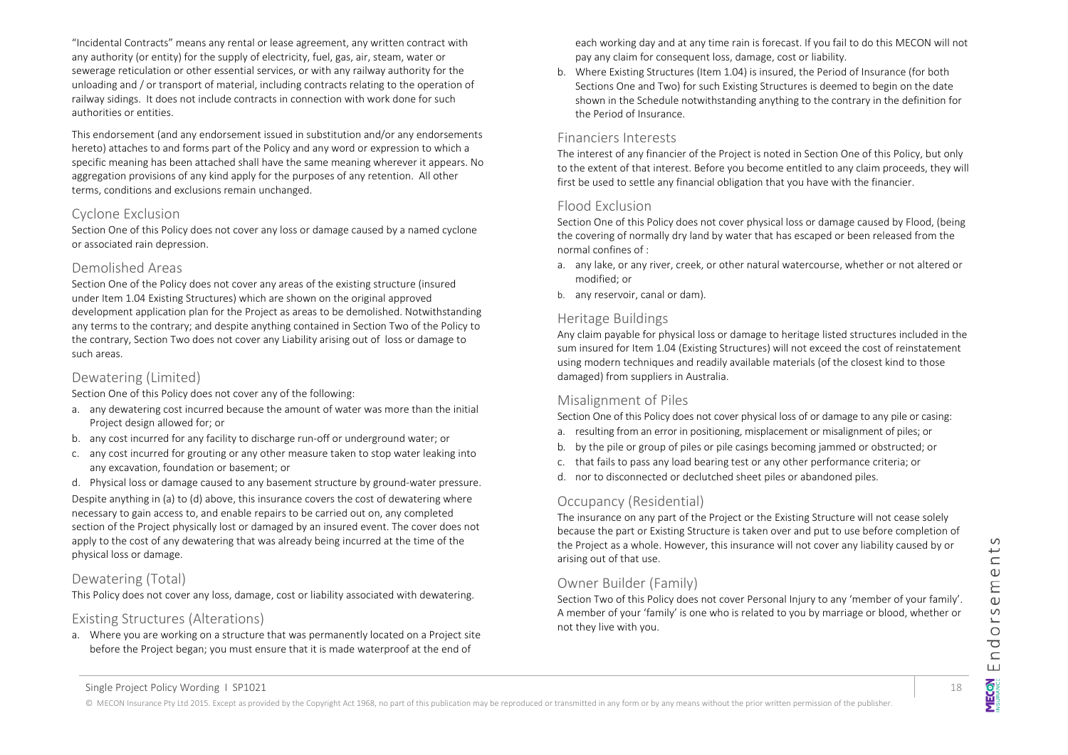"Incidental Contracts" means any rental or lease agreement, any written contract with any authority (or entity) for the supply of electricity, fuel, gas, air, steam, water or sewerage reticulation or other essential services, or with any railway authority for the unloading and / or transport of material, including contracts relating to the operation of railway sidings. It does not include contracts in connection with work done for such authorities or entities.

This endorsement (and any endorsement issued in substitution and/or any endorsements hereto) attaches to and forms part of the Policy and any word or expression to which a specific meaning has been attached shall have the same meaning wherever it appears. No aggregation provisions of any kind apply for the purposes of any retention. All other terms, conditions and exclusions remain unchanged.

## Cyclone Exclusion

Section One of this Policy does not cover any loss or damage caused by a named cyclone or associated rain depression.

## Demolished Areas

Section One of the Policy does not cover any areas of the existing structure (insured under Item 1.04 Existing Structures) which are shown on the original approved development application plan for the Project as areas to be demolished. Notwithstanding any terms to the contrary; and despite anything contained in Section Two of the Policy to the contrary, Section Two does not cover any Liability arising out of loss or damage to such areas.

## Dewatering (Limited)

Section One of this Policy does not cover any of the following:

a. any dewatering cost incurred because the amount of water was more than the initial Project design allowed for; or
b. any cost incurred for any facility to discharge run-off or underground water; or
c. any cost incurred for grouting or any other measure taken to stop water leaking into any excavation, foundation or basement; or
d. Physical loss or damage caused to any basement structure by ground-water pressure.

Despite anything in (a) to (d) above, this insurance covers the cost of dewatering where necessary to gain access to, and enable repairs to be carried out on, any completed section of the Project physically lost or damaged by an insured event. The cover does not apply to the cost of any dewatering that was already being incurred at the time of the physical loss or damage.

## Dewatering (Total)

This Policy does not cover any loss, damage, cost or liability associated with dewatering.

## Existing Structures (Alterations)

a. Where you are working on a structure that was permanently located on a Project site before the Project began; you must ensure that it is made waterproof at the end of each working day and at any time rain is forecast. If you fail to do this MECON will not pay any claim for consequent loss, damage, cost or liability.
b. Where Existing Structures (Item 1.04) is insured, the Period of Insurance (for both Sections One and Two) for such Existing Structures is deemed to begin on the date shown in the Schedule notwithstanding anything to the contrary in the definition for the Period of Insurance.

## Financiers Interests

The interest of any financier of the Project is noted in Section One of this Policy, but only to the extent of that interest. Before you become entitled to any claim proceeds, they will first be used to settle any financial obligation that you have with the financier.

## Flood Exclusion

Section One of this Policy does not cover physical loss or damage caused by Flood, (being the covering of normally dry land by water that has escaped or been released from the normal confines of :

a. any lake, or any river, creek, or other natural watercourse, whether or not altered or modified; or
b. any reservoir, canal or dam).

## Heritage Buildings

Any claim payable for physical loss or damage to heritage listed structures included in the sum insured for Item 1.04 (Existing Structures) will not exceed the cost of reinstatement using modern techniques and readily available materials (of the closest kind to those damaged) from suppliers in Australia.

## Misalignment of Piles

Section One of this Policy does not cover physical loss of or damage to any pile or casing:

a. resulting from an error in positioning, misplacement or misalignment of piles; or
b. by the pile or group of piles or pile casings becoming jammed or obstructed; or
c. that fails to pass any load bearing test or any other performance criteria; or
d. nor to disconnected or declutched sheet piles or abandoned piles.

## Occupancy (Residential)

The insurance on any part of the Project or the Existing Structure will not cease solely because the part or Existing Structure is taken over and put to use before completion of the Project as a whole. However, this insurance will not cover any liability caused by or arising out of that use.

## Owner Builder (Family)

Section Two of this Policy does not cover Personal Injury to any 'member of your family'. A member of your 'family' is one who is related to you by marriage or blood, whether or not they live with you.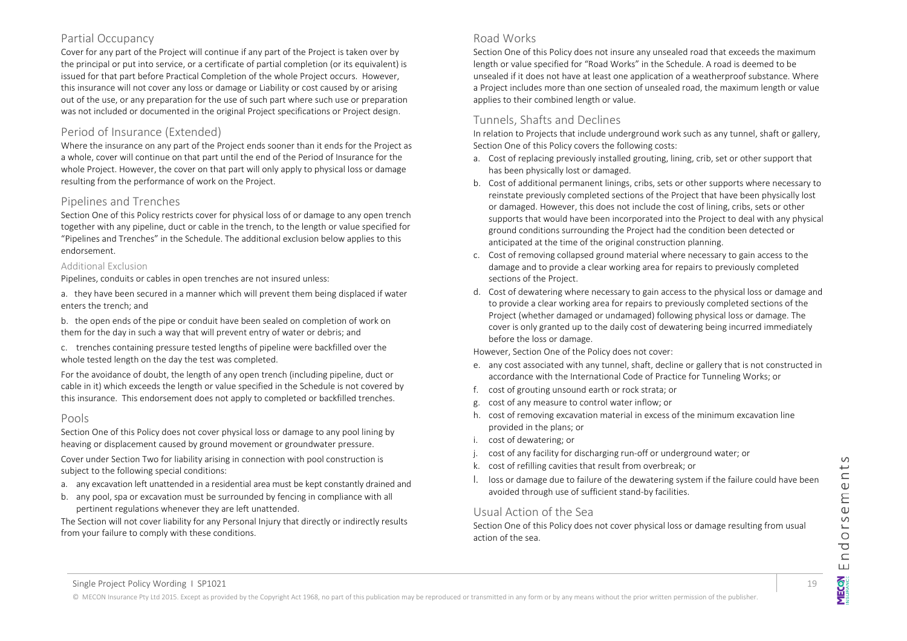## Partial Occupancy

Cover for any part of the Project will continue if any part of the Project is taken over by the principal or put into service, or a certificate of partial completion (or its equivalent) is issued for that part before Practical Completion of the whole Project occurs. However, this insurance will not cover any loss or damage or Liability or cost caused by or arising out of the use, or any preparation for the use of such part where such use or preparation was not included or documented in the original Project specifications or Project design.

## Period of Insurance (Extended)

Where the insurance on any part of the Project ends sooner than it ends for the Project as a whole, cover will continue on that part until the end of the Period of Insurance for the whole Project. However, the cover on that part will only apply to physical loss or damage resulting from the performance of work on the Project.

## Pipelines and Trenches

Section One of this Policy restricts cover for physical loss of or damage to any open trench together with any pipeline, duct or cable in the trench, to the length or value specified for "Pipelines and Trenches" in the Schedule. The additional exclusion below applies to this endorsement.

### Additional Exclusion

Pipelines, conduits or cables in open trenches are not insured unless:

a. they have been secured in a manner which will prevent them being displaced if water enters the trench; and

b. the open ends of the pipe or conduit have been sealed on completion of work on them for the day in such a way that will prevent entry of water or debris; and

c. trenches containing pressure tested lengths of pipeline were backfilled over the whole tested length on the day the test was completed.

For the avoidance of doubt, the length of any open trench (including pipeline, duct or cable in it) which exceeds the length or value specified in the Schedule is not covered by this insurance. This endorsement does not apply to completed or backfilled trenches.

## Pools

Section One of this Policy does not cover physical loss or damage to any pool lining by heaving or displacement caused by ground movement or groundwater pressure.

Cover under Section Two for liability arising in connection with pool construction is subject to the following special conditions:

a. any excavation left unattended in a residential area must be kept constantly drained and
b. any pool, spa or excavation must be surrounded by fencing in compliance with all pertinent regulations whenever they are left unattended.

The Section will not cover liability for any Personal Injury that directly or indirectly results from your failure to comply with these conditions.

## Road Works

Section One of this Policy does not insure any unsealed road that exceeds the maximum length or value specified for "Road Works" in the Schedule. A road is deemed to be unsealed if it does not have at least one application of a weatherproof substance. Where a Project includes more than one section of unsealed road, the maximum length or value applies to their combined length or value.

## Tunnels, Shafts and Declines

In relation to Projects that include underground work such as any tunnel, shaft or gallery, Section One of this Policy covers the following costs:

a. Cost of replacing previously installed grouting, lining, crib, set or other support that has been physically lost or damaged.
b. Cost of additional permanent linings, cribs, sets or other supports where necessary to reinstate previously completed sections of the Project that have been physically lost or damaged. However, this does not include the cost of lining, cribs, sets or other supports that would have been incorporated into the Project to deal with any physical ground conditions surrounding the Project had the condition been detected or anticipated at the time of the original construction planning.
c. Cost of removing collapsed ground material where necessary to gain access to the damage and to provide a clear working area for repairs to previously completed sections of the Project.
d. Cost of dewatering where necessary to gain access to the physical loss or damage and to provide a clear working area for repairs to previously completed sections of the Project (whether damaged or undamaged) following physical loss or damage. The cover is only granted up to the daily cost of dewatering being incurred immediately before the loss or damage.

However, Section One of the Policy does not cover:

e. any cost associated with any tunnel, shaft, decline or gallery that is not constructed in accordance with the International Code of Practice for Tunneling Works; or
f. cost of grouting unsound earth or rock strata; or
g. cost of any measure to control water inflow; or
h. cost of removing excavation material in excess of the minimum excavation line provided in the plans; or
i. cost of dewatering; or
j. cost of any facility for discharging run-off or underground water; or
k. cost of refilling cavities that result from overbreak; or
l. loss or damage due to failure of the dewatering system if the failure could have been avoided through use of sufficient stand-by facilities.

## Usual Action of the Sea

Section One of this Policy does not cover physical loss or damage resulting from usual action of the sea.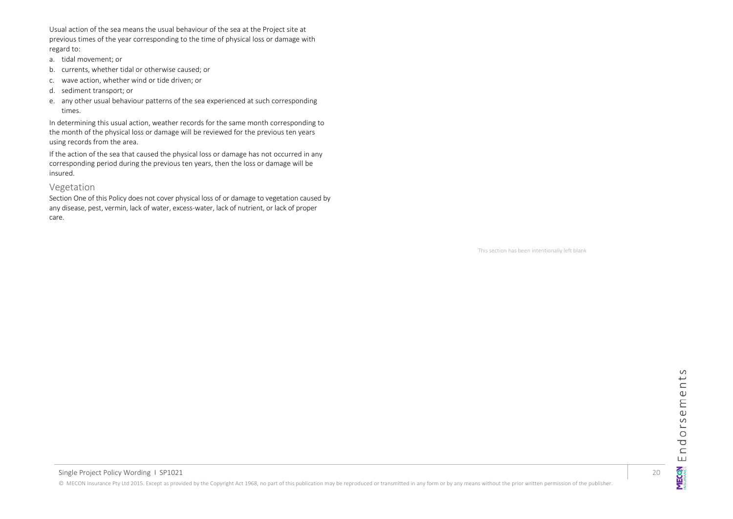Usual action of the sea means the usual behaviour of the sea at the Project site at previous times of the year corresponding to the time of physical loss or damage with regard to:

a. tidal movement; or
b. currents, whether tidal or otherwise caused; or
c. wave action, whether wind or tide driven; or
d. sediment transport; or
e. any other usual behaviour patterns of the sea experienced at such corresponding times.

In determining this usual action, weather records for the same month corresponding to the month of the physical loss or damage will be reviewed for the previous ten years using records from the area.

If the action of the sea that caused the physical loss or damage has not occurred in any corresponding period during the previous ten years, then the loss or damage will be insured.

## Vegetation

Section One of this Policy does not cover physical loss of or damage to vegetation caused by any disease, pest, vermin, lack of water, excess-water, lack of nutrient, or lack of proper care.

This section has been intentionally left blank